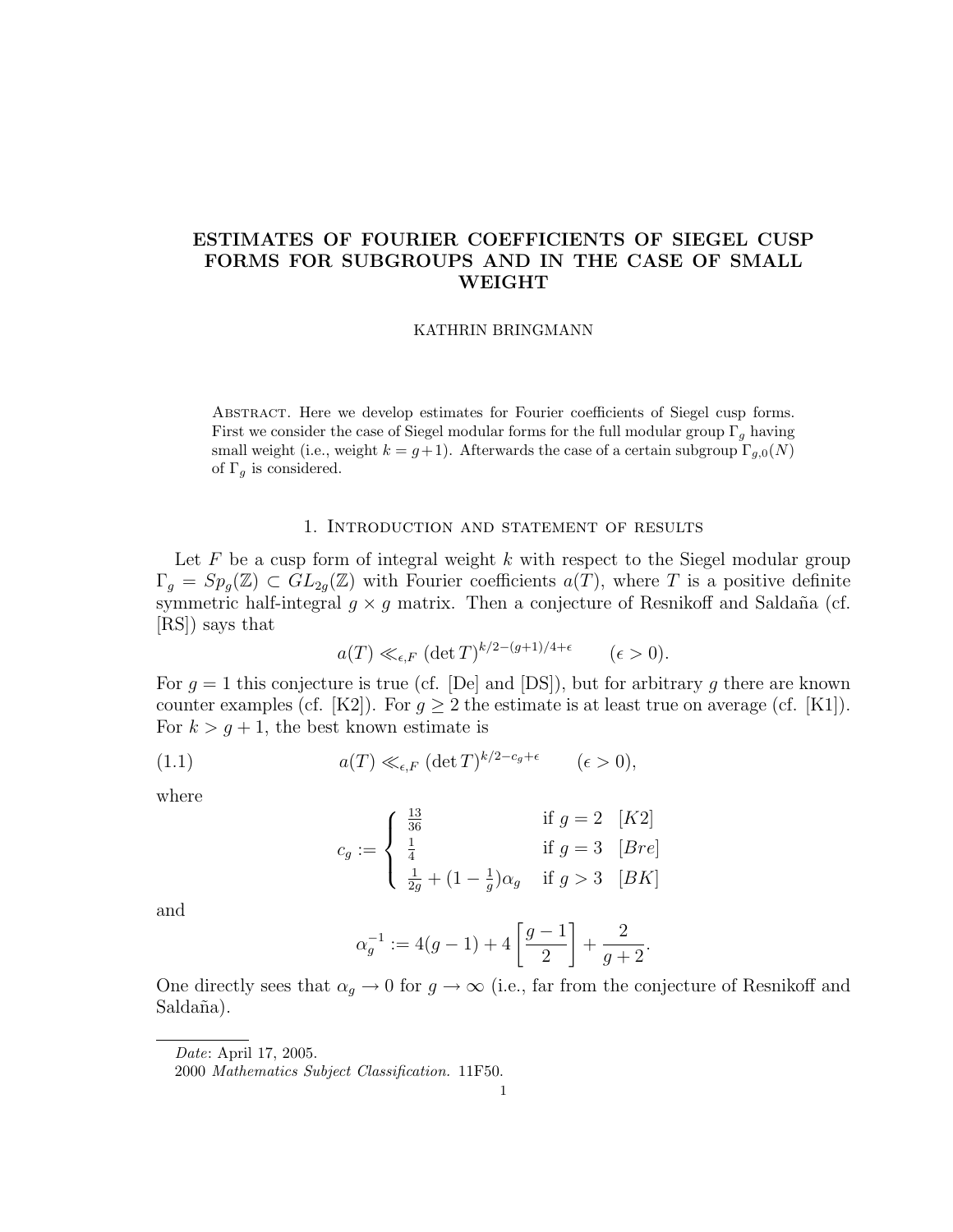# ESTIMATES OF FOURIER COEFFICIENTS OF SIEGEL CUSP FORMS FOR SUBGROUPS AND IN THE CASE OF SMALL WEIGHT

KATHRIN BRINGMANN

**Abstract.** Here we develop estimates for Fourier coefficients of Siegel cusp forms. First we consider the case of Siegel modular forms for the full modular group $\Gamma_g$ having small weight (i.e., weight $k = g+1$). Afterwards the case of a certain subgroup $\Gamma_{g,0}(N)$ of $\Gamma_g$ is considered.

## 1. Introduction and statement of results

Let $F$ be a cusp form of integral weight $k$ with respect to the Siegel modular group $\Gamma_g = Sp_g(\mathbb{Z}) \subset GL_{2g}(\mathbb{Z})$ with Fourier coefficients $a(T)$, where $T$ is a positive definite symmetric half-integral $g \times g$ matrix. Then a conjecture of Resnikoff and Saldaña (cf. [RS]) says that

$$a(T) \ll_{\epsilon,F} (\det T)^{k/2-(g+1)/4+\epsilon} \qquad (\epsilon > 0).$$

For $g = 1$ this conjecture is true (cf. [De] and [DS]), but for arbitrary $g$ there are known counter examples (cf. [K2]). For $g \geq 2$ the estimate is at least true on average (cf. [K1]). For $k > g+1$, the best known estimate is

$$a(T) \ll_{\epsilon,F} (\det T)^{k/2-c_g+\epsilon} \qquad (\epsilon > 0), \tag{1.1}$$

where

$$c_g := \begin{cases} \frac{13}{36} & \text{if } g = 2 \quad [K2] \\ \frac{1}{4} & \text{if } g = 3 \quad [Bre] \\ \frac{1}{2g} + (1 - \frac{1}{g})\alpha_g & \text{if } g > 3 \quad [BK] \end{cases}$$

and

$$\alpha_g^{-1} := 4(g-1) + 4\left[\frac{g-1}{2}\right] + \frac{2}{g+2}.$$

One directly sees that $\alpha_g \to 0$ for $g \to \infty$ (i.e., far from the conjecture of Resnikoff and Saldaña).

---

*Date*: April 17, 2005.

2000 *Mathematics Subject Classification.* 11F50.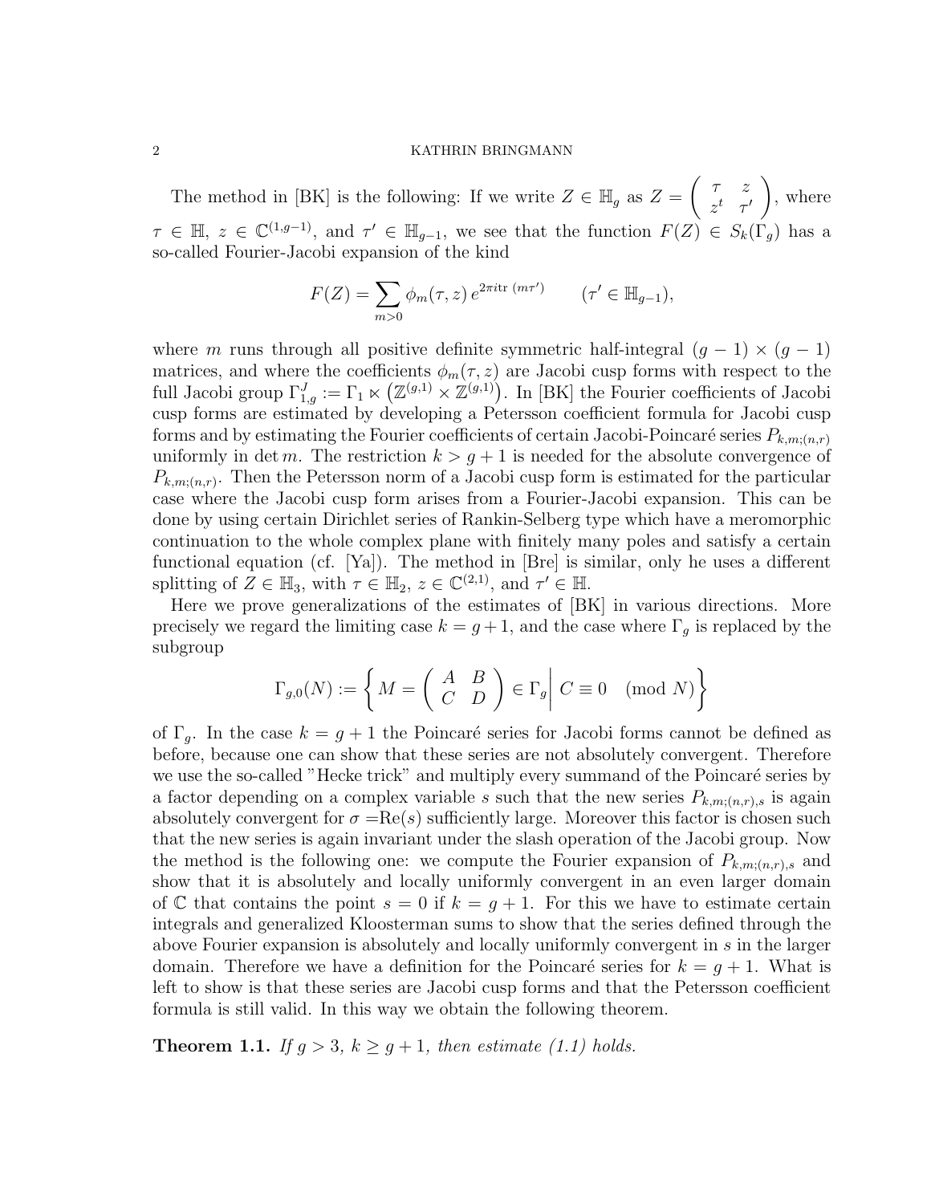The method in [BK] is the following: If we write $Z \in \mathbb{H}_g$ as $Z = \begin{pmatrix} \tau & z \\ z^t & \tau' \end{pmatrix}$, where $\tau \in \mathbb{H}$, $z \in \mathbb{C}^{(1,g-1)}$, and $\tau' \in \mathbb{H}_{g-1}$, we see that the function $F(Z) \in S_k(\Gamma_g)$ has a so-called Fourier-Jacobi expansion of the kind

$$F(Z) = \sum_{m>0} \phi_m(\tau, z)\, e^{2\pi i \mathrm{tr}\,(m\tau')} \qquad (\tau' \in \mathbb{H}_{g-1}),$$

where $m$ runs through all positive definite symmetric half-integral $(g-1) \times (g-1)$ matrices, and where the coefficients $\phi_m(\tau, z)$ are Jacobi cusp forms with respect to the full Jacobi group $\Gamma^J_{1,g} := \Gamma_1 \ltimes \left(\mathbb{Z}^{(g,1)} \times \mathbb{Z}^{(g,1)}\right)$. In [BK] the Fourier coefficients of Jacobi cusp forms are estimated by developing a Petersson coefficient formula for Jacobi cusp forms and by estimating the Fourier coefficients of certain Jacobi-Poincaré series $P_{k,m;(n,r)}$ uniformly in $\det m$. The restriction $k > g+1$ is needed for the absolute convergence of $P_{k,m;(n,r)}$. Then the Petersson norm of a Jacobi cusp form is estimated for the particular case where the Jacobi cusp form arises from a Fourier-Jacobi expansion. This can be done by using certain Dirichlet series of Rankin-Selberg type which have a meromorphic continuation to the whole complex plane with finitely many poles and satisfy a certain functional equation (cf. [Ya]). The method in [Bre] is similar, only he uses a different splitting of $Z \in \mathbb{H}_3$, with $\tau \in \mathbb{H}_2$, $z \in \mathbb{C}^{(2,1)}$, and $\tau' \in \mathbb{H}$.

Here we prove generalizations of the estimates of [BK] in various directions. More precisely we regard the limiting case $k = g+1$, and the case where $\Gamma_g$ is replaced by the subgroup

$$\Gamma_{g,0}(N) := \left\{ M = \begin{pmatrix} A & B \\ C & D \end{pmatrix} \in \Gamma_g \,\middle|\, C \equiv 0 \pmod{N} \right\}$$

of $\Gamma_g$. In the case $k = g+1$ the Poincaré series for Jacobi forms cannot be defined as before, because one can show that these series are not absolutely convergent. Therefore we use the so-called "Hecke trick" and multiply every summand of the Poincaré series by a factor depending on a complex variable $s$ such that the new series $P_{k,m;(n,r),s}$ is again absolutely convergent for $\sigma = \mathrm{Re}(s)$ sufficiently large. Moreover this factor is chosen such that the new series is again invariant under the slash operation of the Jacobi group. Now the method is the following one: we compute the Fourier expansion of $P_{k,m;(n,r),s}$ and show that it is absolutely and locally uniformly convergent in an even larger domain of $\mathbb{C}$ that contains the point $s = 0$ if $k = g+1$. For this we have to estimate certain integrals and generalized Kloosterman sums to show that the series defined through the above Fourier expansion is absolutely and locally uniformly convergent in $s$ in the larger domain. Therefore we have a definition for the Poincaré series for $k = g+1$. What is left to show is that these series are Jacobi cusp forms and that the Petersson coefficient formula is still valid. In this way we obtain the following theorem.

**Theorem 1.1.** *If $g > 3$, $k \geq g+1$, then estimate (1.1) holds.*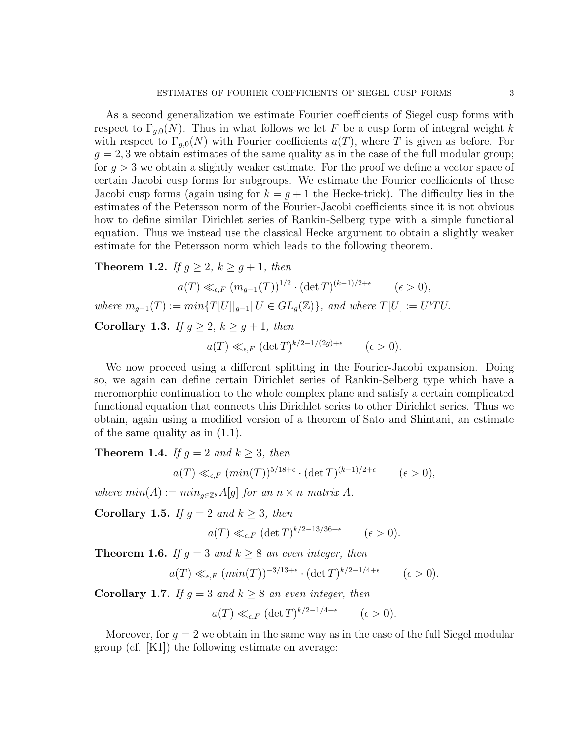As a second generalization we estimate Fourier coefficients of Siegel cusp forms with respect to $\Gamma_{g,0}(N)$. Thus in what follows we let $F$ be a cusp form of integral weight $k$ with respect to $\Gamma_{g,0}(N)$ with Fourier coefficients $a(T)$, where $T$ is given as before. For $g = 2, 3$ we obtain estimates of the same quality as in the case of the full modular group; for $g > 3$ we obtain a slightly weaker estimate. For the proof we define a vector space of certain Jacobi cusp forms for subgroups. We estimate the Fourier coefficients of these Jacobi cusp forms (again using for $k = g + 1$ the Hecke-trick). The difficulty lies in the estimates of the Petersson norm of the Fourier-Jacobi coefficients since it is not obvious how to define similar Dirichlet series of Rankin-Selberg type with a simple functional equation. Thus we instead use the classical Hecke argument to obtain a slightly weaker estimate for the Petersson norm which leads to the following theorem.

**Theorem 1.2.** *If $g \geq 2$, $k \geq g + 1$, then*

$$a(T) \ll_{\epsilon,F} (m_{g-1}(T))^{1/2} \cdot (\det T)^{(k-1)/2+\epsilon} \qquad (\epsilon > 0),$$

*where $m_{g-1}(T) := min\{T[U]|_{g-1} | \, U \in GL_g(\mathbb{Z})\}$, and where $T[U] := U^t TU$.*

**Corollary 1.3.** *If $g \geq 2$, $k \geq g + 1$, then*

$$a(T) \ll_{\epsilon,F} (\det T)^{k/2-1/(2g)+\epsilon} \qquad (\epsilon > 0).$$

We now proceed using a different splitting in the Fourier-Jacobi expansion. Doing so, we again can define certain Dirichlet series of Rankin-Selberg type which have a meromorphic continuation to the whole complex plane and satisfy a certain complicated functional equation that connects this Dirichlet series to other Dirichlet series. Thus we obtain, again using a modified version of a theorem of Sato and Shintani, an estimate of the same quality as in (1.1).

**Theorem 1.4.** *If $g = 2$ and $k \geq 3$, then*

$$a(T) \ll_{\epsilon,F} (min(T))^{5/18+\epsilon} \cdot (\det T)^{(k-1)/2+\epsilon} \qquad (\epsilon > 0),$$

*where $min(A) := min_{g \in \mathbb{Z}^g} A[g]$ for an $n \times n$ matrix $A$.*

**Corollary 1.5.** *If $g = 2$ and $k \geq 3$, then*

$$a(T) \ll_{\epsilon,F} (\det T)^{k/2-13/36+\epsilon} \qquad (\epsilon > 0).$$

**Theorem 1.6.** *If $g = 3$ and $k \geq 8$ an even integer, then*

$$a(T) \ll_{\epsilon,F} (min(T))^{-3/13+\epsilon} \cdot (\det T)^{k/2-1/4+\epsilon} \qquad (\epsilon > 0).$$

**Corollary 1.7.** *If $g = 3$ and $k \geq 8$ an even integer, then*

$$a(T) \ll_{\epsilon,F} (\det T)^{k/2-1/4+\epsilon} \qquad (\epsilon > 0).$$

Moreover, for $g = 2$ we obtain in the same way as in the case of the full Siegel modular group (cf. [K1]) the following estimate on average: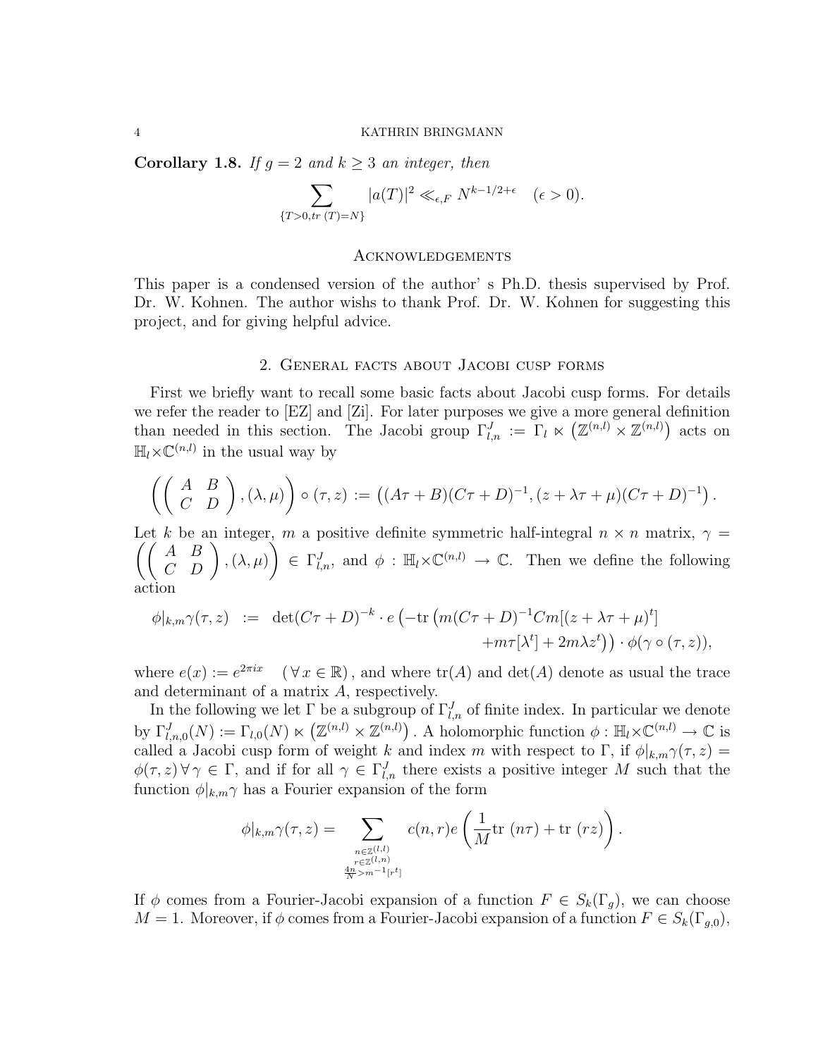**Corollary 1.8.** *If $g = 2$ and $k \geq 3$ an integer, then*

$$\sum_{\{T>0, tr\ (T)=N\}} |a(T)|^2 \ll_{\epsilon,F} N^{k-1/2+\epsilon} \quad (\epsilon > 0).$$

## Acknowledgements

This paper is a condensed version of the author' s Ph.D. thesis supervised by Prof. Dr. W. Kohnen. The author wishs to thank Prof. Dr. W. Kohnen for suggesting this project, and for giving helpful advice.

## 2. General facts about Jacobi cusp forms

First we briefly want to recall some basic facts about Jacobi cusp forms. For details we refer the reader to [EZ] and [Zi]. For later purposes we give a more general definition than needed in this section. The Jacobi group $\Gamma_{l,n}^J := \Gamma_l \ltimes \left(\mathbb{Z}^{(n,l)} \times \mathbb{Z}^{(n,l)}\right)$ acts on $\mathbb{H}_l \times \mathbb{C}^{(n,l)}$ in the usual way by

$$\left( \begin{pmatrix} A & B \\ C & D \end{pmatrix}, (\lambda, \mu) \right) \circ (\tau, z) := \left( (A\tau + B)(C\tau + D)^{-1}, (z + \lambda\tau + \mu)(C\tau + D)^{-1} \right).$$

Let $k$ be an integer, $m$ a positive definite symmetric half-integral $n \times n$ matrix, $\gamma = \left( \begin{pmatrix} A & B \\ C & D \end{pmatrix}, (\lambda, \mu) \right) \in \Gamma_{l,n}^J$, and $\phi : \mathbb{H}_l \times \mathbb{C}^{(n,l)} \to \mathbb{C}$. Then we define the following action

$$\begin{aligned} \phi|_{k,m}\gamma(\tau, z) \;\; := \;\; & \det(C\tau + D)^{-k} \cdot e\left(-\mathrm{tr}\left(m(C\tau + D)^{-1}Cm[(z + \lambda\tau + \mu)^t]\right.\right. \\ & \left.\left. + m\tau[\lambda^t] + 2m\lambda z^t\right)\right) \cdot \phi(\gamma \circ (\tau, z)), \end{aligned}$$

where $e(x) := e^{2\pi i x} \quad (\forall\, x \in \mathbb{R})$, and where $\mathrm{tr}(A)$ and $\det(A)$ denote as usual the trace and determinant of a matrix $A$, respectively.

In the following we let $\Gamma$ be a subgroup of $\Gamma_{l,n}^J$ of finite index. In particular we denote by $\Gamma_{l,n,0}^J(N) := \Gamma_{l,0}(N) \ltimes \left(\mathbb{Z}^{(n,l)} \times \mathbb{Z}^{(n,l)}\right)$. A holomorphic function $\phi : \mathbb{H}_l \times \mathbb{C}^{(n,l)} \to \mathbb{C}$ is called a Jacobi cusp form of weight $k$ and index $m$ with respect to $\Gamma$, if $\phi|_{k,m}\gamma(\tau, z) = \phi(\tau, z) \,\forall\, \gamma \in \Gamma$, and if for all $\gamma \in \Gamma_{l,n}^J$ there exists a positive integer $M$ such that the function $\phi|_{k,m}\gamma$ has a Fourier expansion of the form

$$\phi|_{k,m}\gamma(\tau, z) = \sum_{\substack{n \in \mathbb{Z}^{(l,l)} \\ r \in \mathbb{Z}^{(l,n)} \\ \frac{4n}{N} > m^{-1}[r^t]}} c(n, r) e\left( \frac{1}{M} \mathrm{tr}\ (n\tau) + \mathrm{tr}\ (rz) \right).$$

If $\phi$ comes from a Fourier-Jacobi expansion of a function $F \in S_k(\Gamma_g)$, we can choose $M = 1$. Moreover, if $\phi$ comes from a Fourier-Jacobi expansion of a function $F \in S_k(\Gamma_{g,0})$,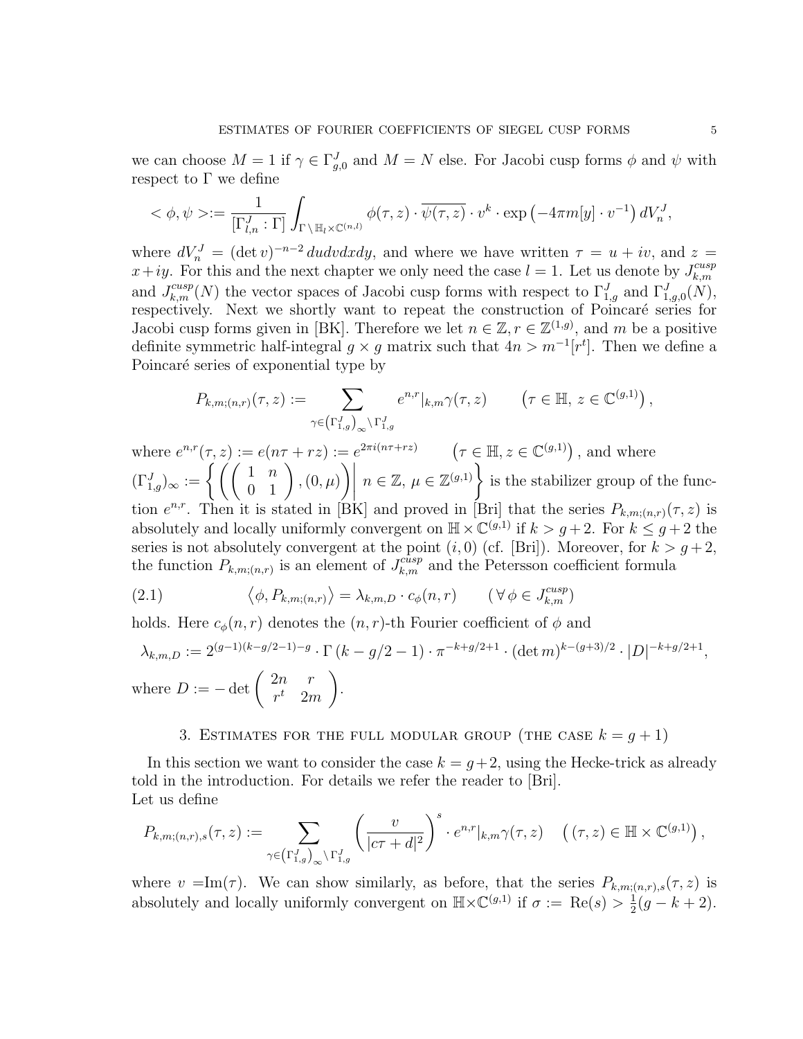we can choose $M = 1$ if $\gamma \in \Gamma^J_{g,0}$ and $M = N$ else. For Jacobi cusp forms $\phi$ and $\psi$ with respect to $\Gamma$ we define

$$< \phi, \psi > := \frac{1}{[\Gamma^J_{l,n} : \Gamma]} \int_{\Gamma \setminus \mathbb{H}_l \times \mathbb{C}^{(n,l)}} \phi(\tau, z) \cdot \overline{\psi(\tau, z)} \cdot v^k \cdot \exp\left(-4\pi m[y] \cdot v^{-1}\right) dV_n^J,$$

where $dV_n^J = (\det v)^{-n-2} \, dudvdxdy$, and where we have written $\tau = u + iv$, and $z = x + iy$. For this and the next chapter we only need the case $l = 1$. Let us denote by $J^{cusp}_{k,m}$ and $J^{cusp}_{k,m}(N)$ the vector spaces of Jacobi cusp forms with respect to $\Gamma^J_{1,g}$ and $\Gamma^J_{1,g,0}(N)$, respectively. Next we shortly want to repeat the construction of Poincaré series for Jacobi cusp forms given in [BK]. Therefore we let $n \in \mathbb{Z}, r \in \mathbb{Z}^{(1,g)}$, and $m$ be a positive definite symmetric half-integral $g \times g$ matrix such that $4n > m^{-1}[r^t]$. Then we define a Poincaré series of exponential type by

$$P_{k,m;(n,r)}(\tau, z) := \sum_{\gamma \in \left(\Gamma^J_{1,g}\right)_\infty \setminus \Gamma^J_{1,g}} e^{n,r}|_{k,m}\gamma(\tau, z) \qquad \left(\tau \in \mathbb{H}, \, z \in \mathbb{C}^{(g,1)}\right),$$

where $e^{n,r}(\tau, z) := e(n\tau + rz) := e^{2\pi i(n\tau + rz)} \qquad \left(\tau \in \mathbb{H}, z \in \mathbb{C}^{(g,1)}\right)$, and where $(\Gamma^J_{1,g})_\infty := \left\{ \left( \begin{pmatrix} 1 & n \\ 0 & 1 \end{pmatrix}, (0, \mu) \right) \middle| \; n \in \mathbb{Z}, \, \mu \in \mathbb{Z}^{(g,1)} \right\}$ is the stabilizer group of the function $e^{n,r}$. Then it is stated in [BK] and proved in [Bri] that the series $P_{k,m;(n,r)}(\tau, z)$ is absolutely and locally uniformly convergent on $\mathbb{H} \times \mathbb{C}^{(g,1)}$ if $k > g + 2$. For $k \leq g + 2$ the series is not absolutely convergent at the point $(i, 0)$ (cf. [Bri]). Moreover, for $k > g + 2$, the function $P_{k,m;(n,r)}$ is an element of $J^{cusp}_{k,m}$ and the Petersson coefficient formula

$$\left\langle \phi, P_{k,m;(n,r)} \right\rangle = \lambda_{k,m,D} \cdot c_\phi(n, r) \qquad \left(\forall \, \phi \in J^{cusp}_{k,m}\right) \tag{2.1}$$

holds. Here $c_\phi(n, r)$ denotes the $(n, r)$-th Fourier coefficient of $\phi$ and

$$\lambda_{k,m,D} := 2^{(g-1)(k-g/2-1)-g} \cdot \Gamma\left(k - g/2 - 1\right) \cdot \pi^{-k+g/2+1} \cdot (\det m)^{k-(g+3)/2} \cdot |D|^{-k+g/2+1},$$

where $D := -\det \begin{pmatrix} 2n & r \\ r^t & 2m \end{pmatrix}$.

## 3. Estimates for the full modular group (the case $k = g + 1$)

In this section we want to consider the case $k = g+2$, using the Hecke-trick as already told in the introduction. For details we refer the reader to [Bri].
Let us define

$$P_{k,m;(n,r),s}(\tau, z) := \sum_{\gamma \in \left(\Gamma^J_{1,g}\right)_\infty \setminus \Gamma^J_{1,g}} \left(\frac{v}{|c\tau + d|^2}\right)^s \cdot e^{n,r}|_{k,m}\gamma(\tau, z) \quad \left((\tau, z) \in \mathbb{H} \times \mathbb{C}^{(g,1)}\right),$$

where $v = \mathrm{Im}(\tau)$. We can show similarly, as before, that the series $P_{k,m;(n,r),s}(\tau, z)$ is absolutely and locally uniformly convergent on $\mathbb{H} \times \mathbb{C}^{(g,1)}$ if $\sigma := \mathrm{Re}(s) > \frac{1}{2}(g - k + 2)$.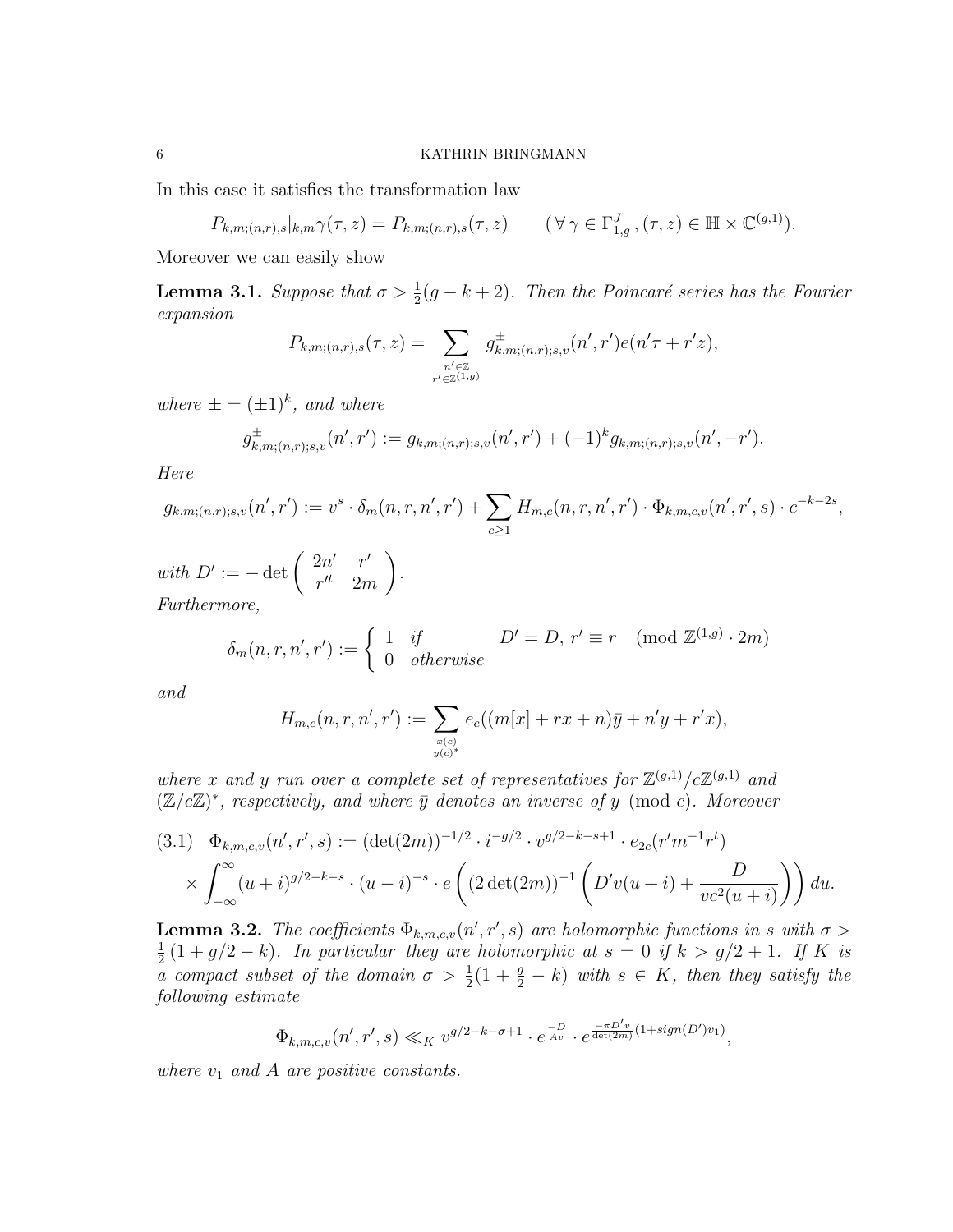In this case it satisfies the transformation law

$$P_{k,m;(n,r),s}|_{k,m}\gamma(\tau,z) = P_{k,m;(n,r),s}(\tau,z) \qquad (\forall\, \gamma \in \Gamma^J_{1,g}\,, (\tau,z) \in \mathbb{H} \times \mathbb{C}^{(g,1)}).$$

Moreover we can easily show

**Lemma 3.1.** *Suppose that $\sigma > \frac{1}{2}(g-k+2)$. Then the Poincaré series has the Fourier expansion*

$$P_{k,m;(n,r),s}(\tau,z) = \sum_{\substack{n' \in \mathbb{Z} \\ r' \in \mathbb{Z}^{(1,g)}}} g^{\pm}_{k,m;(n,r);s,v}(n',r') e(n'\tau + r'z),$$

*where $\pm = (\pm 1)^k$, and where*

$$g^{\pm}_{k,m;(n,r);s,v}(n',r') := g_{k,m;(n,r);s,v}(n',r') + (-1)^k g_{k,m;(n,r);s,v}(n',-r').$$

*Here*

$$g_{k,m;(n,r);s,v}(n',r') := v^s \cdot \delta_m(n,r,n',r') + \sum_{c \geq 1} H_{m,c}(n,r,n',r') \cdot \Phi_{k,m,c,v}(n',r',s) \cdot c^{-k-2s},$$

*with $D' := -\det \begin{pmatrix} 2n' & r' \\ r'^t & 2m \end{pmatrix}$.*

*Furthermore,*

$$\delta_m(n,r,n',r') := \begin{cases} 1 & \text{if} \qquad\quad D' = D,\, r' \equiv r \pmod{\mathbb{Z}^{(1,g)} \cdot 2m} \\ 0 & \text{otherwise} \end{cases}$$

*and*

$$H_{m,c}(n,r,n',r') := \sum_{\substack{x (c) \\ y(c)^*}} e_c((m[x] + rx + n)\bar{y} + n'y + r'x),$$

*where $x$ and $y$ run over a complete set of representatives for $\mathbb{Z}^{(g,1)}/c\mathbb{Z}^{(g,1)}$ and $(\mathbb{Z}/c\mathbb{Z})^*$, respectively, and where $\bar{y}$ denotes an inverse of $y \pmod{c}$. Moreover*

$$\begin{aligned}(3.1)\quad \Phi_{k,m,c,v}(n',r',s) &:= (\det(2m))^{-1/2} \cdot i^{-g/2} \cdot v^{g/2-k-s+1} \cdot e_{2c}(r'm^{-1}r^t) \\ &\times \int_{-\infty}^{\infty} (u+i)^{g/2-k-s} \cdot (u-i)^{-s} \cdot e\left( (2\det(2m))^{-1} \left( D'v(u+i) + \frac{D}{vc^2(u+i)} \right) \right) du.\end{aligned}$$

**Lemma 3.2.** *The coefficients $\Phi_{k,m,c,v}(n',r',s)$ are holomorphic functions in $s$ with $\sigma > \frac{1}{2}(1 + g/2 - k)$. In particular they are holomorphic at $s = 0$ if $k > g/2 + 1$. If $K$ is a compact subset of the domain $\sigma > \frac{1}{2}(1 + \frac{g}{2} - k)$ with $s \in K$, then they satisfy the following estimate*

$$\Phi_{k,m,c,v}(n',r',s) \ll_K v^{g/2-k-\sigma+1} \cdot e^{\frac{-D}{Av}} \cdot e^{\frac{-\pi D' v}{\det(2m)}(1+sign(D')v_1)},$$

*where $v_1$ and $A$ are positive constants.*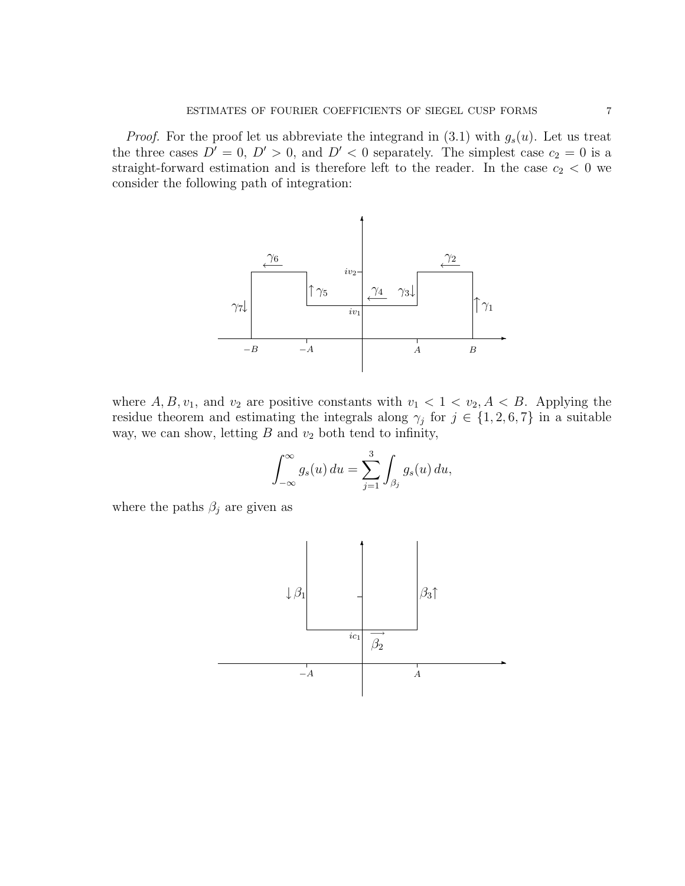*Proof.* For the proof let us abbreviate the integrand in (3.1) with $g_s(u)$. Let us treat the three cases $D' = 0$, $D' > 0$, and $D' < 0$ separately. The simplest case $c_2 = 0$ is a straight-forward estimation and is therefore left to the reader. In the case $c_2 < 0$ we consider the following path of integration:

$\gamma_6$
$\gamma_2$
$iv_2$
$\uparrow \gamma_5$
$\gamma_4$
$\gamma_3\downarrow$
$\gamma_7\downarrow$
$\uparrow \gamma_1$
$iv_1$
$-B$
$-A$
$A$
$B$

where $A, B, v_1$, and $v_2$ are positive constants with $v_1 < 1 < v_2, A < B$. Applying the residue theorem and estimating the integrals along $\gamma_j$ for $j \in \{1, 2, 6, 7\}$ in a suitable way, we can show, letting $B$ and $v_2$ both tend to infinity,

$$\int_{-\infty}^{\infty} g_s(u)\, du = \sum_{j=1}^{3} \int_{\beta_j} g_s(u)\, du,$$

where the paths $\beta_j$ are given as

$\downarrow \beta_1$
$\beta_3\uparrow$
$ic_1$
$\overrightarrow{\beta_2}$
$-A$
$A$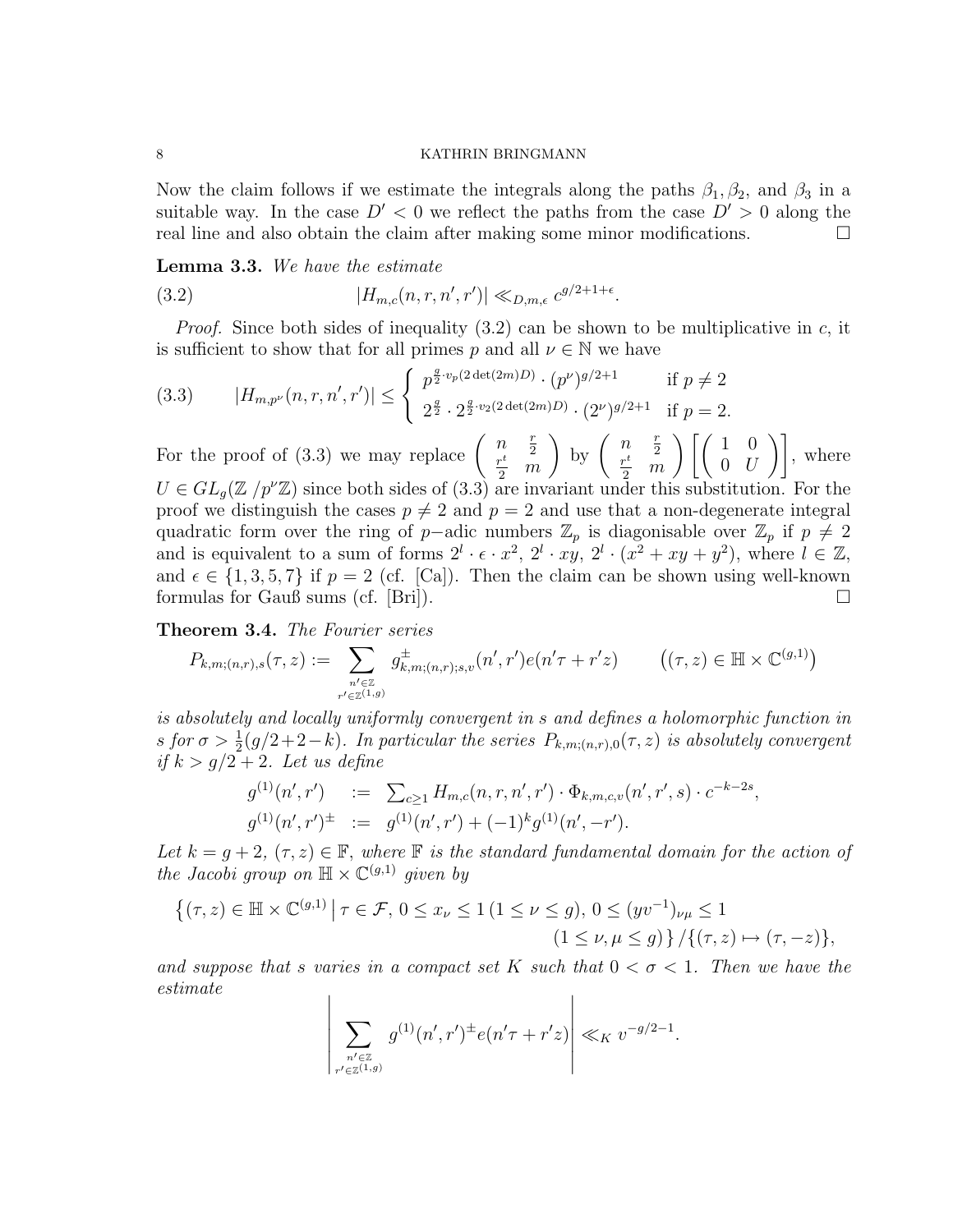Now the claim follows if we estimate the integrals along the paths $\beta_1, \beta_2$, and $\beta_3$ in a suitable way. In the case $D' < 0$ we reflect the paths from the case $D' > 0$ along the real line and also obtain the claim after making some minor modifications. $\square$

**Lemma 3.3.** *We have the estimate*

$$|H_{m,c}(n, r, n', r')| \ll_{D,m,\epsilon} c^{g/2+1+\epsilon}. \tag{3.2}$$

*Proof.* Since both sides of inequality (3.2) can be shown to be multiplicative in $c$, it is sufficient to show that for all primes $p$ and all $\nu \in \mathbb{N}$ we have

$$|H_{m,p^\nu}(n, r, n', r')| \leq \begin{cases} p^{\frac{g}{2} \cdot v_p(2\det(2m)D)} \cdot (p^\nu)^{g/2+1} & \text{if } p \neq 2 \\ 2^{\frac{g}{2}} \cdot 2^{\frac{g}{2} \cdot v_2(2\det(2m)D)} \cdot (2^\nu)^{g/2+1} & \text{if } p = 2. \end{cases} \tag{3.3}$$

For the proof of (3.3) we may replace $\begin{pmatrix} n & \frac{r}{2} \\ \frac{r^t}{2} & m \end{pmatrix}$ by $\begin{pmatrix} n & \frac{r}{2} \\ \frac{r^t}{2} & m \end{pmatrix} \left[ \begin{pmatrix} 1 & 0 \\ 0 & U \end{pmatrix} \right]$, where $U \in GL_g(\mathbb{Z}/p^\nu\mathbb{Z})$ since both sides of (3.3) are invariant under this substitution. For the proof we distinguish the cases $p \neq 2$ and $p = 2$ and use that a non-degenerate integral quadratic form over the ring of $p-$adic numbers $\mathbb{Z}_p$ is diagonisable over $\mathbb{Z}_p$ if $p \neq 2$ and is equivalent to a sum of forms $2^l \cdot \epsilon \cdot x^2$, $2^l \cdot xy$, $2^l \cdot (x^2 + xy + y^2)$, where $l \in \mathbb{Z}$, and $\epsilon \in \{1, 3, 5, 7\}$ if $p = 2$ (cf. [Ca]). Then the claim can be shown using well-known formulas for Gauß sums (cf. [Bri]). $\square$

**Theorem 3.4.** *The Fourier series*

$$P_{k,m;(n,r),s}(\tau, z) := \sum_{\substack{n' \in \mathbb{Z} \\ r' \in \mathbb{Z}^{(1,g)}}} g^{\pm}_{k,m;(n,r);s,v}(n', r') e(n'\tau + r'z) \qquad \left((\tau, z) \in \mathbb{H} \times \mathbb{C}^{(g,1)}\right)$$

*is absolutely and locally uniformly convergent in $s$ and defines a holomorphic function in $s$ for $\sigma > \frac{1}{2}(g/2+2-k)$. In particular the series $P_{k,m;(n,r),0}(\tau, z)$ is absolutely convergent if $k > g/2 + 2$. Let us define*

$$\begin{aligned} g^{(1)}(n', r') &:= \textstyle\sum_{c \geq 1} H_{m,c}(n, r, n', r') \cdot \Phi_{k,m,c,v}(n', r', s) \cdot c^{-k-2s}, \\ g^{(1)}(n', r')^{\pm} &:= g^{(1)}(n', r') + (-1)^k g^{(1)}(n', -r'). \end{aligned}$$

*Let $k = g + 2$, $(\tau, z) \in \mathbb{F}$, where $\mathbb{F}$ is the standard fundamental domain for the action of the Jacobi group on $\mathbb{H} \times \mathbb{C}^{(g,1)}$ given by*

$$\begin{aligned} \big\{(\tau, z) \in \mathbb{H} \times \mathbb{C}^{(g,1)} \,\big|\, \tau \in \mathcal{F},\ 0 \leq x_\nu \leq 1\, (1 \leq \nu \leq g),\ 0 \leq (yv^{-1})_{\nu\mu} \leq 1 \\ (1 \leq \nu, \mu \leq g)\big\} / \{(\tau, z) \mapsto (\tau, -z)\}, \end{aligned}$$

*and suppose that $s$ varies in a compact set $K$ such that $0 < \sigma < 1$. Then we have the estimate*

$$\left| \sum_{\substack{n' \in \mathbb{Z} \\ r' \in \mathbb{Z}^{(1,g)}}} g^{(1)}(n', r')^{\pm} e(n'\tau + r'z) \right| \ll_K v^{-g/2-1}.$$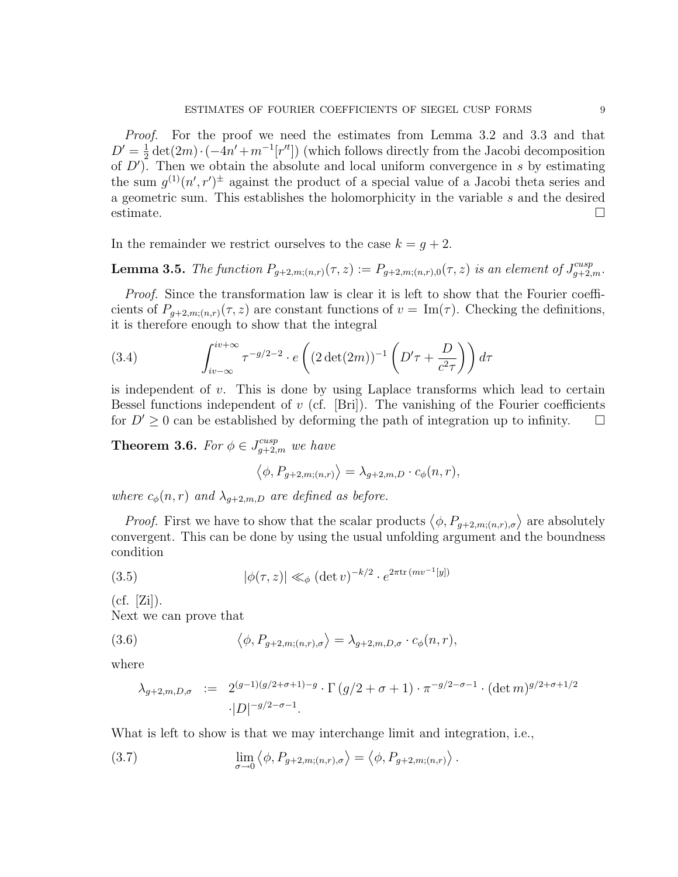*Proof.* For the proof we need the estimates from Lemma 3.2 and 3.3 and that $D' = \frac{1}{2}\det(2m)\cdot(-4n' + m^{-1}[r'^t])$ (which follows directly from the Jacobi decomposition of $D'$). Then we obtain the absolute and local uniform convergence in $s$ by estimating the sum $g^{(1)}(n', r')^{\pm}$ against the product of a special value of a Jacobi theta series and a geometric sum. This establishes the holomorphicity in the variable $s$ and the desired estimate. □

In the remainder we restrict ourselves to the case $k = g + 2$.

**Lemma 3.5.** *The function $P_{g+2,m;(n,r)}(\tau, z) := P_{g+2,m;(n,r),0}(\tau, z)$ is an element of $J^{cusp}_{g+2,m}$.*

*Proof.* Since the transformation law is clear it is left to show that the Fourier coefficients of $P_{g+2,m;(n,r)}(\tau, z)$ are constant functions of $v = \mathrm{Im}(\tau)$. Checking the definitions, it is therefore enough to show that the integral

$$\int_{iv-\infty}^{iv+\infty} \tau^{-g/2-2} \cdot e\left( (2\det(2m))^{-1} \left( D'\tau + \frac{D}{c^2\tau} \right) \right) d\tau \tag{3.4}$$

is independent of $v$. This is done by using Laplace transforms which lead to certain Bessel functions independent of $v$ (cf. [Bri]). The vanishing of the Fourier coefficients for $D' \geq 0$ can be established by deforming the path of integration up to infinity. □

**Theorem 3.6.** *For $\phi \in J^{cusp}_{g+2,m}$ we have*

$$\left\langle \phi, P_{g+2,m;(n,r)} \right\rangle = \lambda_{g+2,m,D} \cdot c_\phi(n, r),$$

*where $c_\phi(n, r)$ and $\lambda_{g+2,m,D}$ are defined as before.*

*Proof.* First we have to show that the scalar products $\left\langle \phi, P_{g+2,m;(n,r),\sigma} \right\rangle$ are absolutely convergent. This can be done by using the usual unfolding argument and the boundness condition

$$|\phi(\tau, z)| \ll_\phi (\det v)^{-k/2} \cdot e^{2\pi \mathrm{tr}\,(mv^{-1}[y])} \tag{3.5}$$

(cf. [Zi]).
Next we can prove that

$$\left\langle \phi, P_{g+2,m;(n,r),\sigma} \right\rangle = \lambda_{g+2,m,D,\sigma} \cdot c_\phi(n, r), \tag{3.6}$$

where

$$\begin{aligned} \lambda_{g+2,m,D,\sigma} \;\; := \;\; & 2^{(g-1)(g/2+\sigma+1)-g} \cdot \Gamma\left(g/2 + \sigma + 1\right) \cdot \pi^{-g/2-\sigma-1} \cdot (\det m)^{g/2+\sigma+1/2} \\ & \cdot |D|^{-g/2-\sigma-1}. \end{aligned}$$

What is left to show is that we may interchange limit and integration, i.e.,

$$\lim_{\sigma \to 0} \left\langle \phi, P_{g+2,m;(n,r),\sigma} \right\rangle = \left\langle \phi, P_{g+2,m;(n,r)} \right\rangle. \tag{3.7}$$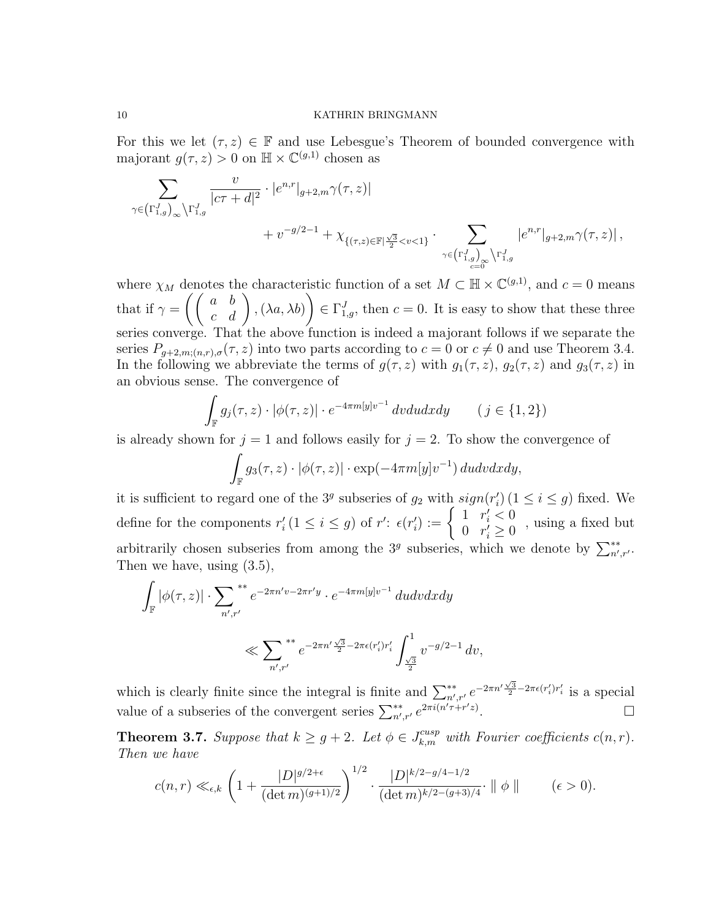For this we let $(\tau, z) \in \mathbb{F}$ and use Lebesgue's Theorem of bounded convergence with majorant $g(\tau, z) > 0$ on $\mathbb{H} \times \mathbb{C}^{(g,1)}$ chosen as

$$\sum_{\gamma \in \left(\Gamma_{1,g}^J\right)_\infty \backslash \Gamma_{1,g}^J} \frac{v}{|c\tau + d|^2} \cdot \left| e^{n,r}|_{g+2,m} \gamma(\tau, z) \right| \\ + v^{-g/2-1} + \chi_{\{(\tau,z)\in\mathbb{F} | \frac{\sqrt{3}}{2} < v < 1\}} \cdot \sum_{\substack{\gamma \in \left(\Gamma_{1,g}^J\right)_\infty \backslash \Gamma_{1,g}^J \\ c=0}} \left| e^{n,r}|_{g+2,m} \gamma(\tau, z) \right|,$$

where $\chi_M$ denotes the characteristic function of a set $M \subset \mathbb{H} \times \mathbb{C}^{(g,1)}$, and $c = 0$ means that if $\gamma = \left( \begin{pmatrix} a & b \\ c & d \end{pmatrix}, (\lambda a, \lambda b) \right) \in \Gamma_{1,g}^J$, then $c = 0$. It is easy to show that these three series converge. That the above function is indeed a majorant follows if we separate the series $P_{g+2,m;(n,r),\sigma}(\tau, z)$ into two parts according to $c = 0$ or $c \neq 0$ and use Theorem 3.4. In the following we abbreviate the terms of $g(\tau, z)$ with $g_1(\tau, z)$, $g_2(\tau, z)$ and $g_3(\tau, z)$ in an obvious sense. The convergence of

$$\int_{\mathbb{F}} g_j(\tau, z) \cdot |\phi(\tau, z)| \cdot e^{-4\pi m[y]v^{-1}} \, dvdudxdy \qquad (j \in \{1, 2\})$$

is already shown for $j = 1$ and follows easily for $j = 2$. To show the convergence of

$$\int_{\mathbb{F}} g_3(\tau, z) \cdot |\phi(\tau, z)| \cdot \exp(-4\pi m[y]v^{-1}) \, dudvdxdy,$$

it is sufficient to regard one of the $3^g$ subseries of $g_2$ with $sign(r_i') \, (1 \leq i \leq g)$ fixed. We define for the components $r_i' \, (1 \leq i \leq g)$ of $r'$: $\epsilon(r_i') := \begin{cases} 1 & r_i' < 0 \\ 0 & r_i' \geq 0 \end{cases}$, using a fixed but arbitrarily chosen subseries from among the $3^g$ subseries, which we denote by $\sum_{n',r'}^{**}$. Then we have, using (3.5),

$$\int_{\mathbb{F}} |\phi(\tau, z)| \cdot \sum_{n',r'}^{**} e^{-2\pi n' v - 2\pi r' y} \cdot e^{-4\pi m[y]v^{-1}} \, dudvdxdy \\ \ll \sum_{n',r'}^{**} e^{-2\pi n' \frac{\sqrt{3}}{2} - 2\pi \epsilon(r_i') r_i'} \int_{\frac{\sqrt{3}}{2}}^{1} v^{-g/2-1} \, dv,$$

which is clearly finite since the integral is finite and $\sum_{n',r'}^{**} e^{-2\pi n' \frac{\sqrt{3}}{2} - 2\pi \epsilon(r_i') r_i'}$ is a special value of a subseries of the convergent series $\sum_{n',r'}^{**} e^{2\pi i(n'\tau + r'z)}$. $\square$

**Theorem 3.7.** *Suppose that $k \geq g + 2$. Let $\phi \in J_{k,m}^{cusp}$ with Fourier coefficients $c(n, r)$. Then we have*

$$c(n, r) \ll_{\epsilon,k} \left( 1 + \frac{|D|^{g/2+\epsilon}}{(\det m)^{(g+1)/2}} \right)^{1/2} \cdot \frac{|D|^{k/2-g/4-1/2}}{(\det m)^{k/2-(g+3)/4}} \cdot \| \, \phi \, \| \qquad (\epsilon > 0).$$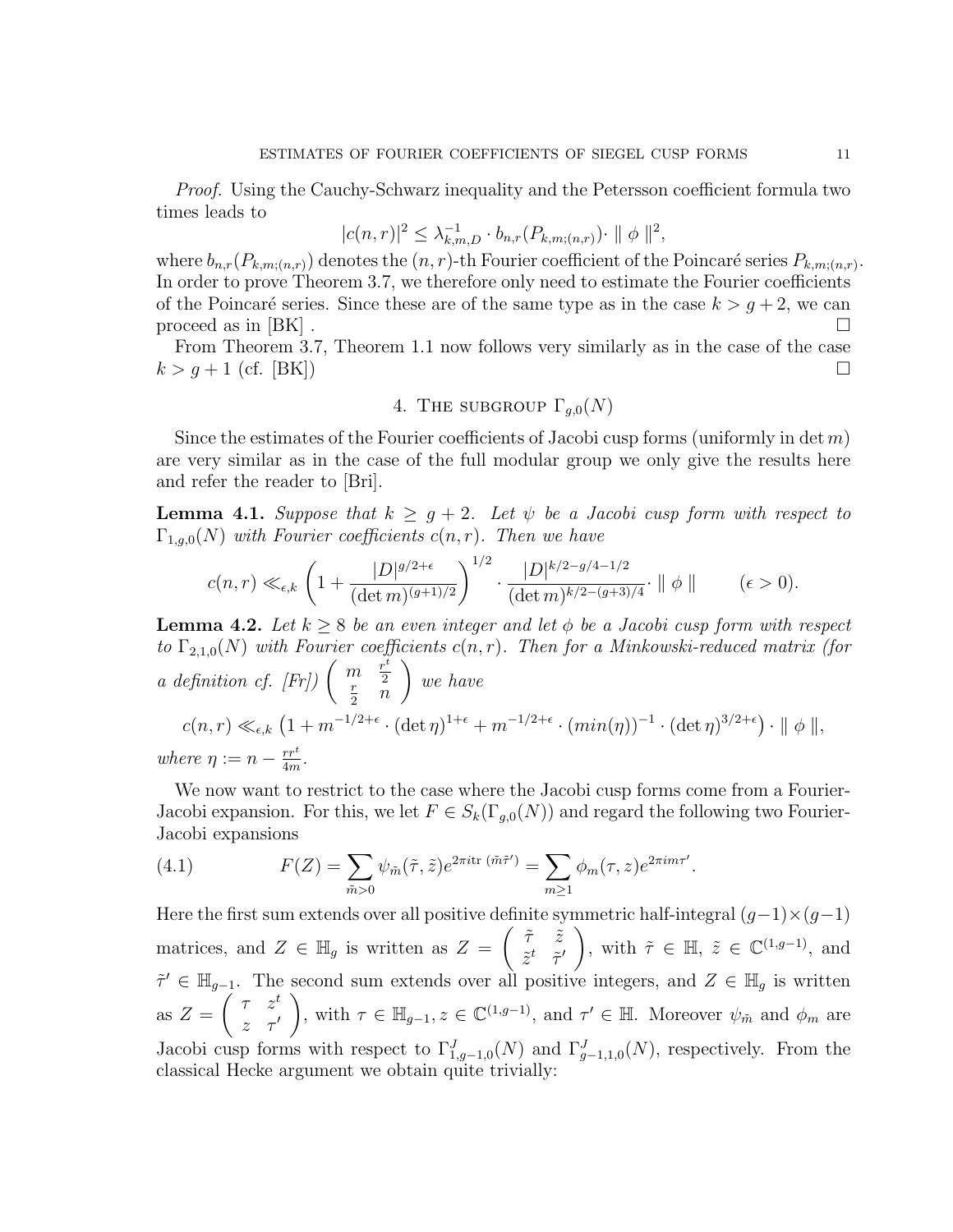*Proof.* Using the Cauchy-Schwarz inequality and the Petersson coefficient formula two times leads to

$$|c(n,r)|^2 \leq \lambda_{k,m,D}^{-1} \cdot b_{n,r}(P_{k,m;(n,r)}) \cdot \parallel \phi \parallel^2,$$

where $b_{n,r}(P_{k,m;(n,r)})$ denotes the $(n,r)$-th Fourier coefficient of the Poincaré series $P_{k,m;(n,r)}$. In order to prove Theorem 3.7, we therefore only need to estimate the Fourier coefficients of the Poincaré series. Since these are of the same type as in the case $k > g+2$, we can proceed as in [BK] . □

From Theorem 3.7, Theorem 1.1 now follows very similarly as in the case of the case $k > g+1$ (cf. [BK]) □

## 4. The subgroup $\Gamma_{g,0}(N)$

Since the estimates of the Fourier coefficients of Jacobi cusp forms (uniformly in $\det m$) are very similar as in the case of the full modular group we only give the results here and refer the reader to [Bri].

**Lemma 4.1.** *Suppose that $k \geq g+2$. Let $\psi$ be a Jacobi cusp form with respect to $\Gamma_{1,g,0}(N)$ with Fourier coefficients $c(n,r)$. Then we have*

$$c(n,r) \ll_{\epsilon,k} \left(1 + \frac{|D|^{g/2+\epsilon}}{(\det m)^{(g+1)/2}}\right)^{1/2} \cdot \frac{|D|^{k/2-g/4-1/2}}{(\det m)^{k/2-(g+3)/4}} \cdot \parallel \phi \parallel \qquad (\epsilon > 0).$$

**Lemma 4.2.** *Let $k \geq 8$ be an even integer and let $\phi$ be a Jacobi cusp form with respect to $\Gamma_{2,1,0}(N)$ with Fourier coefficients $c(n,r)$. Then for a Minkowski-reduced matrix (for a definition cf. [Fr]) $\begin{pmatrix} m & \frac{r^t}{2} \\ \frac{r}{2} & n \end{pmatrix}$ we have*

$$c(n,r) \ll_{\epsilon,k} \left(1 + m^{-1/2+\epsilon} \cdot (\det \eta)^{1+\epsilon} + m^{-1/2+\epsilon} \cdot (min(\eta))^{-1} \cdot (\det \eta)^{3/2+\epsilon}\right) \cdot \parallel \phi \parallel,$$

*where $\eta := n - \frac{rr^t}{4m}$.*

We now want to restrict to the case where the Jacobi cusp forms come from a Fourier-Jacobi expansion. For this, we let $F \in S_k(\Gamma_{g,0}(N))$ and regard the following two Fourier-Jacobi expansions

$$F(Z) = \sum_{\tilde{m}>0} \psi_{\tilde{m}}(\tilde{\tau}, \tilde{z}) e^{2\pi i \mathrm{tr}\,(\tilde{m}\tilde{\tau}')} = \sum_{m \geq 1} \phi_m(\tau, z) e^{2\pi i m \tau'}. \tag{4.1}$$

Here the first sum extends over all positive definite symmetric half-integral $(g-1)\times(g-1)$ matrices, and $Z \in \mathbb{H}_g$ is written as $Z = \begin{pmatrix} \tilde{\tau} & \tilde{z} \\ \tilde{z}^t & \tilde{\tau}' \end{pmatrix}$, with $\tilde{\tau} \in \mathbb{H}$, $\tilde{z} \in \mathbb{C}^{(1,g-1)}$, and $\tilde{\tau}' \in \mathbb{H}_{g-1}$. The second sum extends over all positive integers, and $Z \in \mathbb{H}_g$ is written as $Z = \begin{pmatrix} \tau & z^t \\ z & \tau' \end{pmatrix}$, with $\tau \in \mathbb{H}_{g-1}$, $z \in \mathbb{C}^{(1,g-1)}$, and $\tau' \in \mathbb{H}$. Moreover $\psi_{\tilde{m}}$ and $\phi_m$ are Jacobi cusp forms with respect to $\Gamma^J_{1,g-1,0}(N)$ and $\Gamma^J_{g-1,1,0}(N)$, respectively. From the classical Hecke argument we obtain quite trivially: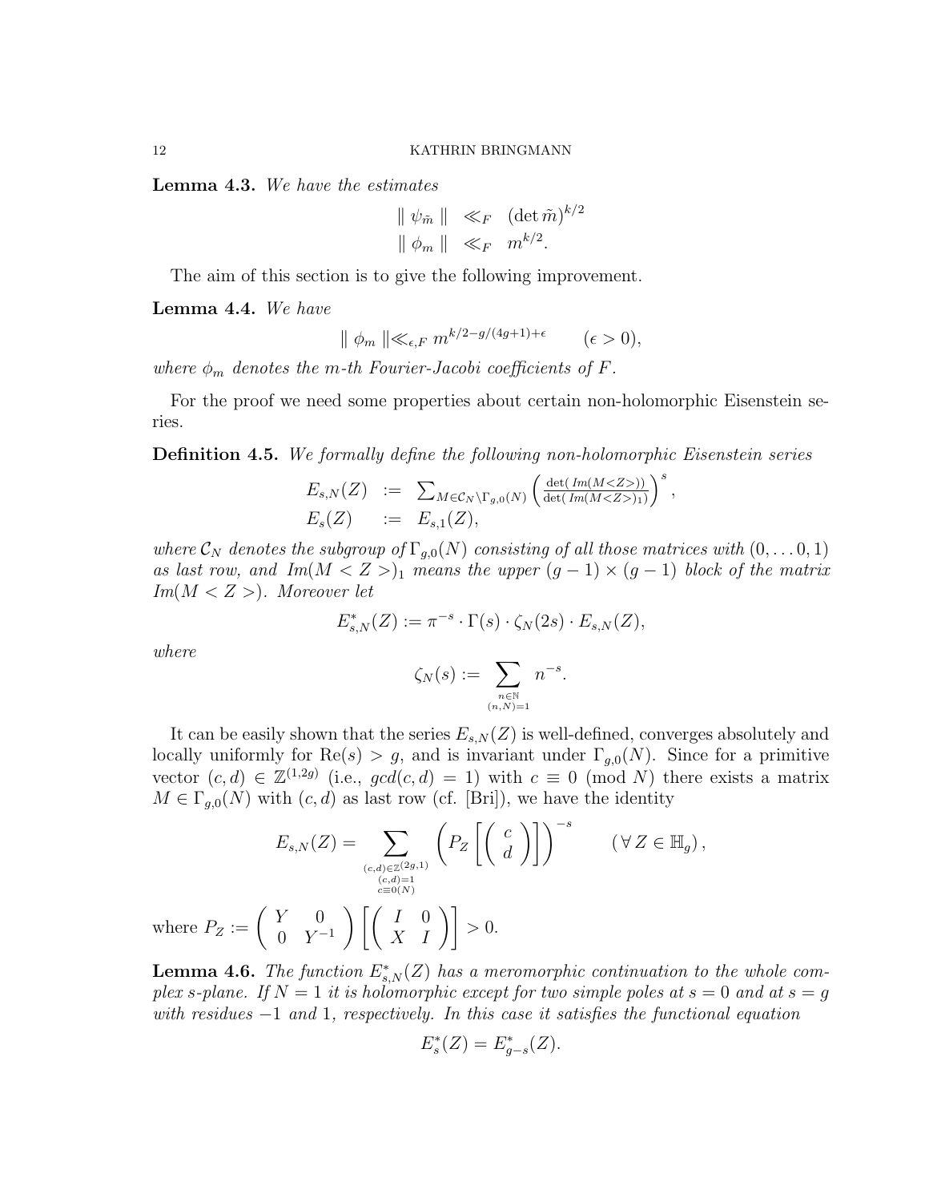**Lemma 4.3.** *We have the estimates*

$$\begin{aligned} \| \psi_{\tilde{m}} \| &\ll_F (\det \tilde{m})^{k/2} \\ \| \phi_m \| &\ll_F m^{k/2}. \end{aligned}$$

The aim of this section is to give the following improvement.

**Lemma 4.4.** *We have*

$$\| \phi_m \| \ll_{\epsilon,F} m^{k/2-g/(4g+1)+\epsilon} \qquad (\epsilon > 0),$$

*where $\phi_m$ denotes the $m$-th Fourier-Jacobi coefficients of $F$.*

For the proof we need some properties about certain non-holomorphic Eisenstein series.

**Definition 4.5.** *We formally define the following non-holomorphic Eisenstein series*

$$\begin{aligned} E_{s,N}(Z) &:= \sum_{M \in \mathcal{C}_N \backslash \Gamma_{g,0}(N)} \left( \frac{\det(\, Im(M<Z>))}{\det(\, Im(M<Z>)_1)} \right)^s, \\ E_s(Z) &:= E_{s,1}(Z), \end{aligned}$$

*where $\mathcal{C}_N$ denotes the subgroup of $\Gamma_{g,0}(N)$ consisting of all those matrices with $(0, \dots 0, 1)$ as last row, and $Im(M < Z >)_1$ means the upper $(g-1) \times (g-1)$ block of the matrix $Im(M < Z >)$. Moreover let*

$$E^*_{s,N}(Z) := \pi^{-s} \cdot \Gamma(s) \cdot \zeta_N(2s) \cdot E_{s,N}(Z),$$

*where*

$$\zeta_N(s) := \sum_{\substack{n \in \mathbb{N} \\ (n,N)=1}} n^{-s}.$$

It can be easily shown that the series $E_{s,N}(Z)$ is well-defined, converges absolutely and locally uniformly for $\mathrm{Re}(s) > g$, and is invariant under $\Gamma_{g,0}(N)$. Since for a primitive vector $(c, d) \in \mathbb{Z}^{(1,2g)}$ (i.e., $gcd(c, d) = 1$) with $c \equiv 0 \pmod N$ there exists a matrix $M \in \Gamma_{g,0}(N)$ with $(c, d)$ as last row (cf. [Bri]), we have the identity

$$E_{s,N}(Z) = \sum_{\substack{(c,d) \in \mathbb{Z}^{(2g,1)} \\ (c,d)=1 \\ c \equiv 0(N)}} \left( P_Z \left[ \begin{pmatrix} c \\ d \end{pmatrix} \right] \right)^{-s} \qquad (\forall\, Z \in \mathbb{H}_g),$$

where $P_Z := \begin{pmatrix} Y & 0 \\ 0 & Y^{-1} \end{pmatrix} \left[ \begin{pmatrix} I & 0 \\ X & I \end{pmatrix} \right] > 0$.

**Lemma 4.6.** *The function $E^*_{s,N}(Z)$ has a meromorphic continuation to the whole complex $s$-plane. If $N = 1$ it is holomorphic except for two simple poles at $s = 0$ and at $s = g$ with residues $-1$ and $1$, respectively. In this case it satisfies the functional equation*

$$E^*_s(Z) = E^*_{g-s}(Z).$$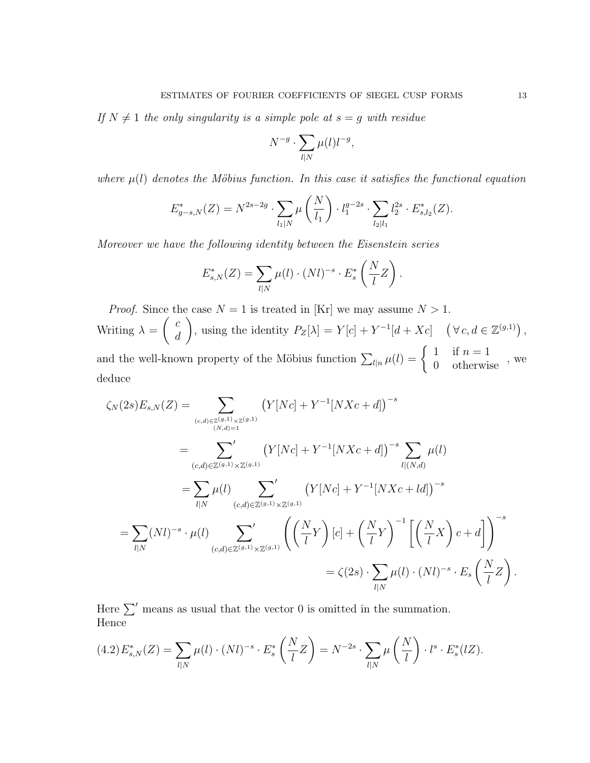*If $N \neq 1$ the only singularity is a simple pole at $s = g$ with residue*

$$N^{-g} \cdot \sum_{l|N} \mu(l) l^{-g},$$

*where $\mu(l)$ denotes the Möbius function. In this case it satisfies the functional equation*

$$E^*_{g-s,N}(Z) = N^{2s-2g} \cdot \sum_{l_1|N} \mu\left(\frac{N}{l_1}\right) \cdot l_1^{g-2s} \cdot \sum_{l_2|l_1} l_2^{2s} \cdot E^*_{s,l_2}(Z).$$

*Moreover we have the following identity between the Eisenstein series*

$$E^*_{s,N}(Z) = \sum_{l|N} \mu(l) \cdot (Nl)^{-s} \cdot E^*_s\left(\frac{N}{l} Z\right).$$

*Proof.* Since the case $N = 1$ is treated in [Kr] we may assume $N > 1$.
Writing $\lambda = \begin{pmatrix} c \\ d \end{pmatrix}$, using the identity $P_Z[\lambda] = Y[c] + Y^{-1}[d + Xc] \quad \left(\forall\, c, d \in \mathbb{Z}^{(g,1)}\right)$, and the well-known property of the Möbius function $\sum_{l|n} \mu(l) = \begin{cases} 1 & \text{if } n = 1 \\ 0 & \text{otherwise} \end{cases}$, we deduce

$$\begin{aligned}
\zeta_N(2s) E_{s,N}(Z) &= \sum_{\substack{(c,d) \in \mathbb{Z}^{(g,1)} \times \mathbb{Z}^{(g,1)} \\ (N,d)=1}} \left(Y[Nc] + Y^{-1}[NXc + d]\right)^{-s} \\
&= \sideset{}{'}\sum_{(c,d) \in \mathbb{Z}^{(g,1)} \times \mathbb{Z}^{(g,1)}} \left(Y[Nc] + Y^{-1}[NXc + d]\right)^{-s} \sum_{l|(N,d)} \mu(l) \\
&= \sum_{l|N} \mu(l) \sideset{}{'}\sum_{(c,d) \in \mathbb{Z}^{(g,1)} \times \mathbb{Z}^{(g,1)}} \left(Y[Nc] + Y^{-1}[NXc + ld]\right)^{-s} \\
&= \sum_{l|N} (Nl)^{-s} \cdot \mu(l) \sideset{}{'}\sum_{(c,d) \in \mathbb{Z}^{(g,1)} \times \mathbb{Z}^{(g,1)}} \left( \left(\frac{N}{l} Y\right)[c] + \left(\frac{N}{l} Y\right)^{-1} \left[\left(\frac{N}{l} X\right) c + d\right] \right)^{-s} \\
&= \zeta(2s) \cdot \sum_{l|N} \mu(l) \cdot (Nl)^{-s} \cdot E_s\left(\frac{N}{l} Z\right).
\end{aligned}$$

Here $\sum'$ means as usual that the vector 0 is omitted in the summation.
Hence

$$(4.2)\, E^*_{s,N}(Z) = \sum_{l|N} \mu(l) \cdot (Nl)^{-s} \cdot E^*_s\left(\frac{N}{l} Z\right) = N^{-2s} \cdot \sum_{l|N} \mu\left(\frac{N}{l}\right) \cdot l^s \cdot E^*_s(lZ).$$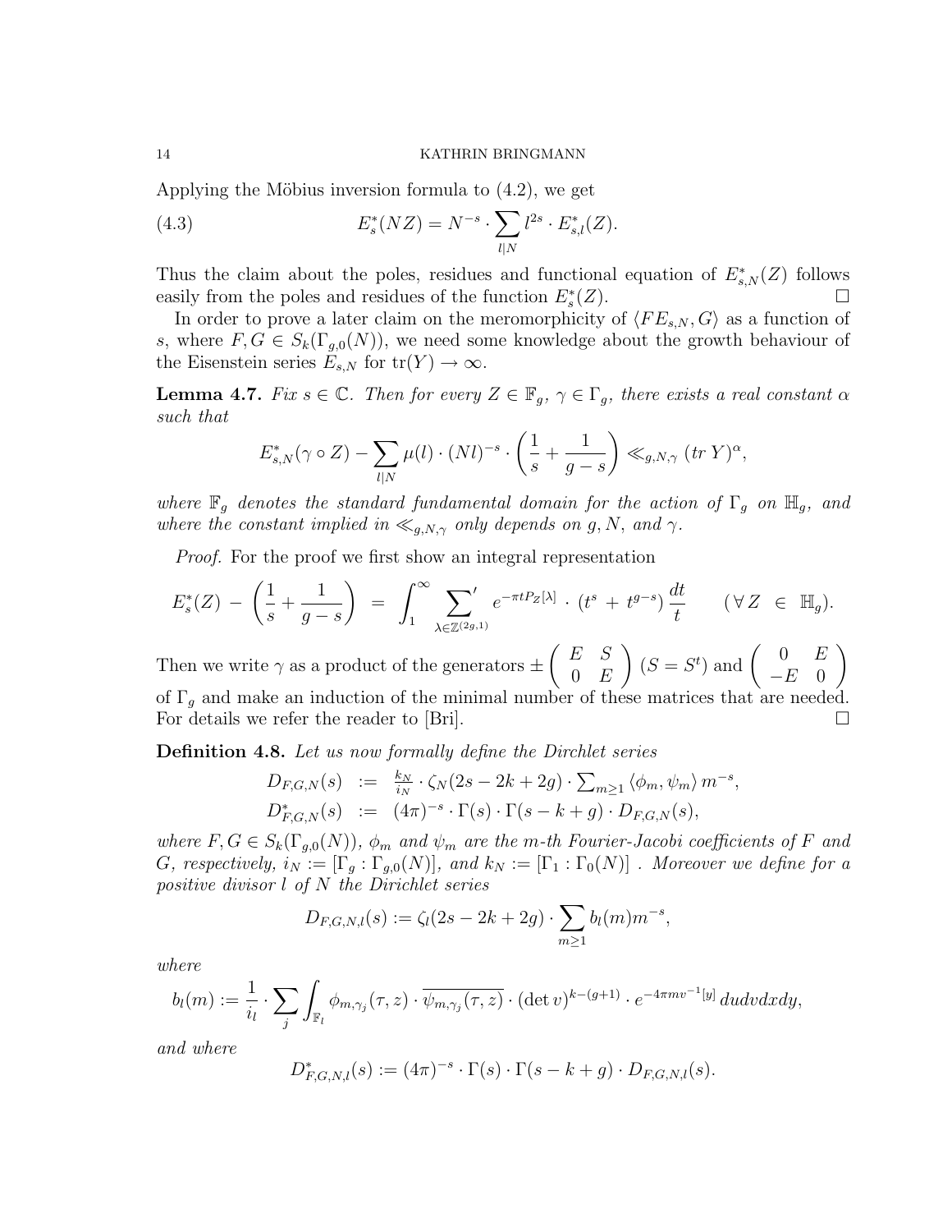Applying the Möbius inversion formula to (4.2), we get

$$E_s^*(NZ) = N^{-s} \cdot \sum_{l|N} l^{2s} \cdot E_{s,l}^*(Z). \tag{4.3}$$

Thus the claim about the poles, residues and functional equation of $E_{s,N}^*(Z)$ follows easily from the poles and residues of the function $E_s^*(Z)$. □

In order to prove a later claim on the meromorphicity of $\langle FE_{s,N}, G\rangle$ as a function of $s$, where $F, G \in S_k(\Gamma_{g,0}(N))$, we need some knowledge about the growth behaviour of the Eisenstein series $E_{s,N}$ for $\mathrm{tr}(Y) \to \infty$.

**Lemma 4.7.** *Fix $s \in \mathbb{C}$. Then for every $Z \in \mathbb{F}_g$, $\gamma \in \Gamma_g$, there exists a real constant $\alpha$ such that*

$$E_{s,N}^*(\gamma \circ Z) - \sum_{l|N} \mu(l) \cdot (Nl)^{-s} \cdot \left(\frac{1}{s} + \frac{1}{g-s}\right) \ll_{g,N,\gamma} (tr\, Y)^{\alpha},$$

*where $\mathbb{F}_g$ denotes the standard fundamental domain for the action of $\Gamma_g$ on $\mathbb{H}_g$, and where the constant implied in $\ll_{g,N,\gamma}$ only depends on $g, N$, and $\gamma$.*

*Proof.* For the proof we first show an integral representation

$$E_s^*(Z) - \left(\frac{1}{s} + \frac{1}{g-s}\right) = \int_1^\infty \sum_{\lambda \in \mathbb{Z}^{(2g,1)}}{}' e^{-\pi t P_Z[\lambda]} \cdot (t^s + t^{g-s}) \frac{dt}{t} \qquad (\forall\, Z \in \mathbb{H}_g).$$

Then we write $\gamma$ as a product of the generators $\pm \begin{pmatrix} E & S \\ 0 & E \end{pmatrix}$ $(S = S^t)$ and $\begin{pmatrix} 0 & E \\ -E & 0 \end{pmatrix}$ of $\Gamma_g$ and make an induction of the minimal number of these matrices that are needed. For details we refer the reader to [Bri]. □

**Definition 4.8.** *Let us now formally define the Dirchlet series*

$$\begin{aligned} D_{F,G,N}(s) &:= \tfrac{k_N}{i_N} \cdot \zeta_N(2s - 2k + 2g) \cdot \textstyle\sum_{m \geq 1} \langle \phi_m, \psi_m \rangle\, m^{-s}, \\ D_{F,G,N}^*(s) &:= (4\pi)^{-s} \cdot \Gamma(s) \cdot \Gamma(s - k + g) \cdot D_{F,G,N}(s), \end{aligned}$$

*where $F, G \in S_k(\Gamma_{g,0}(N))$, $\phi_m$ and $\psi_m$ are the $m$-th Fourier-Jacobi coefficients of $F$ and $G$, respectively, $i_N := [\Gamma_g : \Gamma_{g,0}(N)]$, and $k_N := [\Gamma_1 : \Gamma_0(N)]$ . Moreover we define for a positive divisor $l$ of $N$ the Dirichlet series*

$$D_{F,G,N,l}(s) := \zeta_l(2s - 2k + 2g) \cdot \sum_{m \geq 1} b_l(m) m^{-s},$$

*where*

$$b_l(m) := \frac{1}{i_l} \cdot \sum_j \int_{\mathbb{F}_l} \phi_{m,\gamma_j}(\tau, z) \cdot \overline{\psi_{m,\gamma_j}(\tau, z)} \cdot (\det v)^{k-(g+1)} \cdot e^{-4\pi m v^{-1}[y]}\, du dv dx dy,$$

*and where*

$$D_{F,G,N,l}^*(s) := (4\pi)^{-s} \cdot \Gamma(s) \cdot \Gamma(s - k + g) \cdot D_{F,G,N,l}(s).$$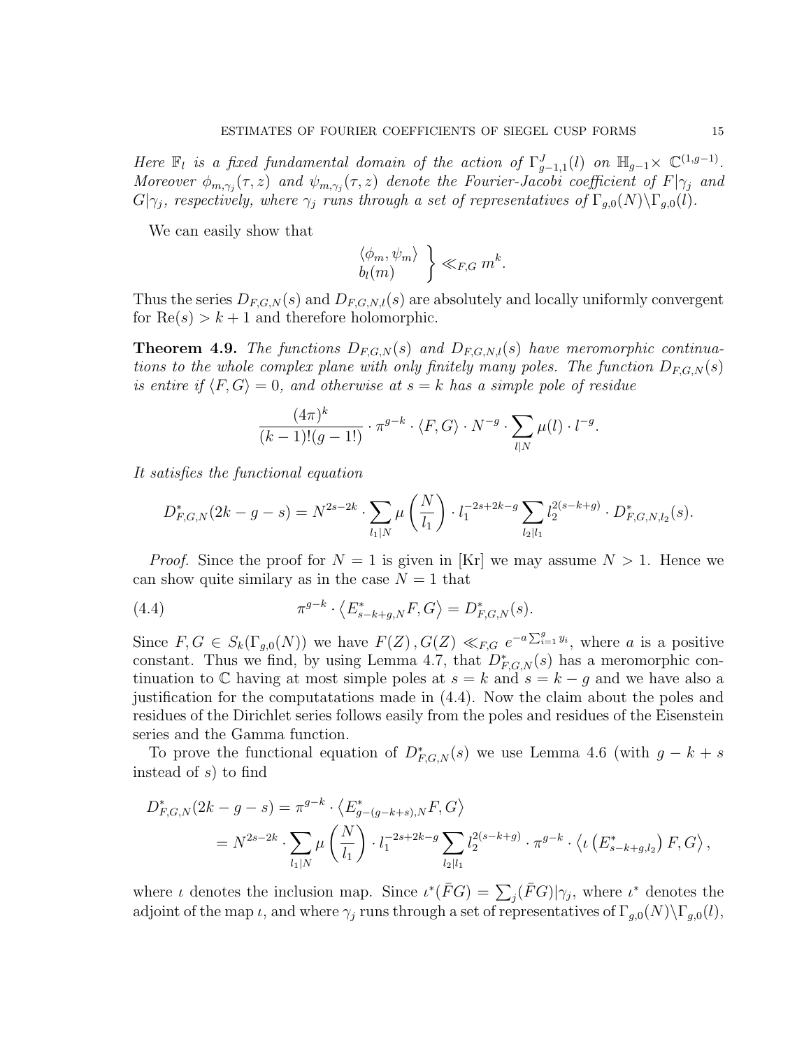*Here $\mathbb{F}_l$ is a fixed fundamental domain of the action of $\Gamma^J_{g-1,1}(l)$ on $\mathbb{H}_{g-1}\times\ \mathbb{C}^{(1,g-1)}$. Moreover $\phi_{m,\gamma_j}(\tau,z)$ and $\psi_{m,\gamma_j}(\tau,z)$ denote the Fourier-Jacobi coefficient of $F|\gamma_j$ and $G|\gamma_j$, respectively, where $\gamma_j$ runs through a set of representatives of $\Gamma_{g,0}(N)\backslash\Gamma_{g,0}(l)$.*

We can easily show that

$$\left.\begin{array}{l}\langle\phi_m,\psi_m\rangle\\ b_l(m)\end{array}\right\}\ll_{F,G} m^k.$$

Thus the series $D_{F,G,N}(s)$ and $D_{F,G,N,l}(s)$ are absolutely and locally uniformly convergent for $\mathrm{Re}(s)>k+1$ and therefore holomorphic.

**Theorem 4.9.** *The functions $D_{F,G,N}(s)$ and $D_{F,G,N,l}(s)$ have meromorphic continuations to the whole complex plane with only finitely many poles. The function $D_{F,G,N}(s)$ is entire if $\langle F,G\rangle=0$, and otherwise at $s=k$ has a simple pole of residue*

$$\frac{(4\pi)^k}{(k-1)!(g-1!)}\cdot\pi^{g-k}\cdot\langle F,G\rangle\cdot N^{-g}\cdot\sum_{l|N}\mu(l)\cdot l^{-g}.$$

*It satisfies the functional equation*

$$D^*_{F,G,N}(2k-g-s)=N^{2s-2k}\cdot\sum_{l_1|N}\mu\left(\frac{N}{l_1}\right)\cdot l_1^{-2s+2k-g}\sum_{l_2|l_1}l_2^{2(s-k+g)}\cdot D^*_{F,G,N,l_2}(s).$$

*Proof.* Since the proof for $N=1$ is given in [Kr] we may assume $N>1$. Hence we can show quite similary as in the case $N=1$ that

$$\pi^{g-k}\cdot\left\langle E^*_{s-k+g,N}F,G\right\rangle=D^*_{F,G,N}(s). \tag{4.4}$$

Since $F,G\in S_k(\Gamma_{g,0}(N))$ we have $F(Z),G(Z)\ll_{F,G} e^{-a\sum_{i=1}^g y_i}$, where $a$ is a positive constant. Thus we find, by using Lemma 4.7, that $D^*_{F,G,N}(s)$ has a meromorphic continuation to $\mathbb{C}$ having at most simple poles at $s=k$ and $s=k-g$ and we have also a justification for the computatations made in (4.4). Now the claim about the poles and residues of the Dirichlet series follows easily from the poles and residues of the Eisenstein series and the Gamma function.

To prove the functional equation of $D^*_{F,G,N}(s)$ we use Lemma 4.6 (with $g-k+s$ instead of $s$) to find

$$\begin{aligned}D^*_{F,G,N}(2k-g-s)&=\pi^{g-k}\cdot\left\langle E^*_{g-(g-k+s),N}F,G\right\rangle\\&=N^{2s-2k}\cdot\sum_{l_1|N}\mu\left(\frac{N}{l_1}\right)\cdot l_1^{-2s+2k-g}\sum_{l_2|l_1}l_2^{2(s-k+g)}\cdot\pi^{g-k}\cdot\left\langle\iota\left(E^*_{s-k+g,l_2}\right)F,G\right\rangle,\end{aligned}$$

where $\iota$ denotes the inclusion map. Since $\iota^*(\bar{F}G)=\sum_j(\bar{F}G)|\gamma_j$, where $\iota^*$ denotes the adjoint of the map $\iota$, and where $\gamma_j$ runs through a set of representatives of $\Gamma_{g,0}(N)\backslash\Gamma_{g,0}(l)$,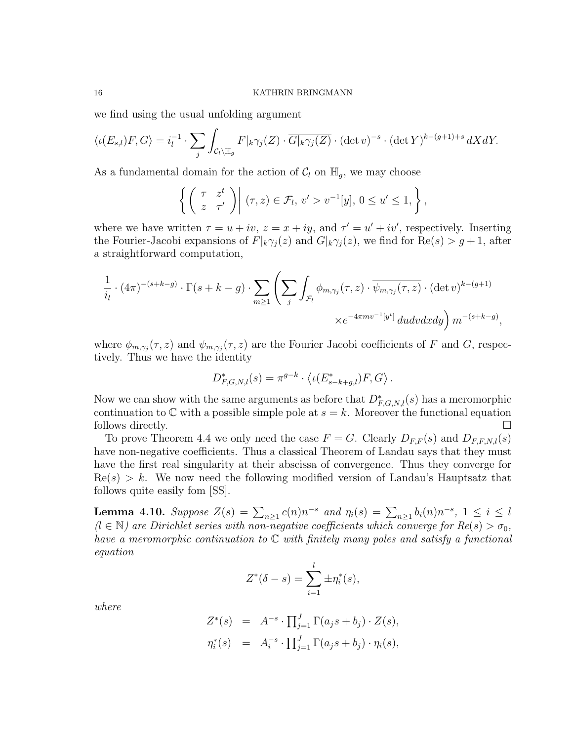we find using the usual unfolding argument

$$\langle \iota(E_{s,l})F, G\rangle = i_l^{-1} \cdot \sum_j \int_{\mathcal{C}_l \backslash \mathbb{H}_g} F|_k\gamma_j(Z) \cdot \overline{G|_k\gamma_j(Z)} \cdot (\det v)^{-s} \cdot (\det Y)^{k-(g+1)+s}\, dXdY.$$

As a fundamental domain for the action of $\mathcal{C}_l$ on $\mathbb{H}_g$, we may choose

$$\left\{ \left( \begin{array}{cc} \tau & z^t \\ z & \tau' \end{array} \right) \middle| \, (\tau, z) \in \mathcal{F}_l,\ v' > v^{-1}[y],\ 0 \le u' \le 1, \right\},$$

where we have written $\tau = u + iv$, $z = x + iy$, and $\tau' = u' + iv'$, respectively. Inserting the Fourier-Jacobi expansions of $F|_k\gamma_j(z)$ and $G|_k\gamma_j(z)$, we find for $\mathrm{Re}(s) > g+1$, after a straightforward computation,

$$\frac{1}{i_l} \cdot (4\pi)^{-(s+k-g)} \cdot \Gamma(s+k-g) \cdot \sum_{m\ge 1} \left( \sum_j \int_{\mathcal{F}_l} \phi_{m,\gamma_j}(\tau, z) \cdot \overline{\psi_{m,\gamma_j}(\tau, z)} \cdot (\det v)^{k-(g+1)} \times e^{-4\pi m v^{-1}[y^t]}\, dudvdxdy \right) m^{-(s+k-g)},$$

where $\phi_{m,\gamma_j}(\tau, z)$ and $\psi_{m,\gamma_j}(\tau, z)$ are the Fourier Jacobi coefficients of $F$ and $G$, respectively. Thus we have the identity

$$D^*_{F,G,N,l}(s) = \pi^{g-k} \cdot \left\langle \iota(E^*_{s-k+g,l})F, G \right\rangle.$$

Now we can show with the same arguments as before that $D^*_{F,G,N,l}(s)$ has a meromorphic continuation to $\mathbb{C}$ with a possible simple pole at $s = k$. Moreover the functional equation follows directly. □

To prove Theorem 4.4 we only need the case $F = G$. Clearly $D_{F,F}(s)$ and $D_{F,F,N,l}(s)$ have non-negative coefficients. Thus a classical Theorem of Landau says that they must have the first real singularity at their abscissa of convergence. Thus they converge for $\mathrm{Re}(s) > k$. We now need the following modified version of Landau's Hauptsatz that follows quite easily fom [SS].

**Lemma 4.10.** *Suppose $Z(s) = \sum_{n\ge 1} c(n) n^{-s}$ and $\eta_i(s) = \sum_{n\ge 1} b_i(n) n^{-s}$, $1 \le i \le l$ ($l \in \mathbb{N}$) are Dirichlet series with non-negative coefficients which converge for $Re(s) > \sigma_0$, have a meromorphic continuation to $\mathbb{C}$ with finitely many poles and satisfy a functional equation*

$$Z^*(\delta - s) = \sum_{i=1}^{l} \pm \eta_i^*(s),$$

*where*

$$\begin{aligned} Z^*(s) &= A^{-s} \cdot \textstyle\prod_{j=1}^J \Gamma(a_j s + b_j) \cdot Z(s), \\ \eta_i^*(s) &= A_i^{-s} \cdot \textstyle\prod_{j=1}^J \Gamma(a_j s + b_j) \cdot \eta_i(s), \end{aligned}$$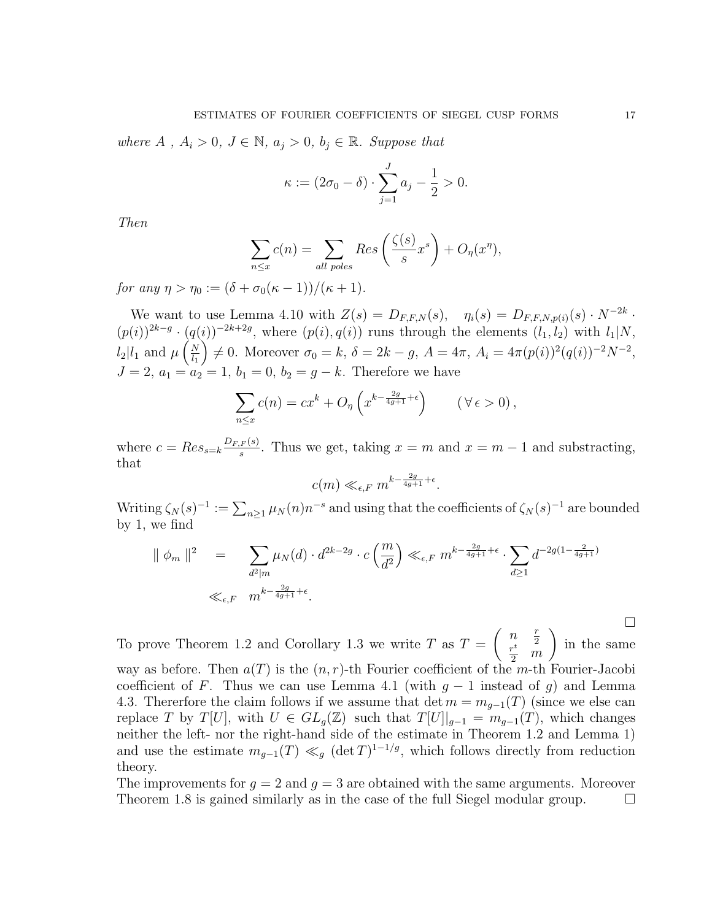*where $A$ , $A_i > 0$, $J \in \mathbb{N}$, $a_j > 0$, $b_j \in \mathbb{R}$. Suppose that*

$$\kappa := (2\sigma_0 - \delta) \cdot \sum_{j=1}^{J} a_j - \frac{1}{2} > 0.$$

*Then*

$$\sum_{n \leq x} c(n) = \sum_{all\ poles} Res\left(\frac{\zeta(s)}{s} x^s\right) + O_\eta(x^\eta),$$

*for any $\eta > \eta_0 := (\delta + \sigma_0(\kappa - 1))/(\kappa + 1)$.*

We want to use Lemma 4.10 with $Z(s) = D_{F,F,N}(s)$, $\eta_i(s) = D_{F,F,N,p(i)}(s) \cdot N^{-2k} \cdot (p(i))^{2k-g} \cdot (q(i))^{-2k+2g}$, where $(p(i), q(i))$ runs through the elements $(l_1, l_2)$ with $l_1 | N$, $l_2 | l_1$ and $\mu\left(\frac{N}{l_1}\right) \neq 0$. Moreover $\sigma_0 = k$, $\delta = 2k - g$, $A = 4\pi$, $A_i = 4\pi(p(i))^2(q(i))^{-2}N^{-2}$, $J = 2$, $a_1 = a_2 = 1$, $b_1 = 0$, $b_2 = g - k$. Therefore we have

$$\sum_{n \leq x} c(n) = cx^k + O_\eta\left(x^{k - \frac{2g}{4g+1} + \epsilon}\right) \qquad (\forall\, \epsilon > 0)\,,$$

where $c = Res_{s=k} \frac{D_{F,F}(s)}{s}$. Thus we get, taking $x = m$ and $x = m - 1$ and substracting, that

$$c(m) \ll_{\epsilon,F} m^{k - \frac{2g}{4g+1} + \epsilon}.$$

Writing $\zeta_N(s)^{-1} := \sum_{n \geq 1} \mu_N(n) n^{-s}$ and using that the coefficients of $\zeta_N(s)^{-1}$ are bounded by 1, we find

$$\begin{aligned} \| \phi_m \|^2 &= \sum_{d^2 | m} \mu_N(d) \cdot d^{2k-2g} \cdot c\left(\frac{m}{d^2}\right) \ll_{\epsilon,F} m^{k - \frac{2g}{4g+1} + \epsilon} \cdot \sum_{d \geq 1} d^{-2g(1 - \frac{2}{4g+1})} \\ &\ll_{\epsilon,F} \quad m^{k - \frac{2g}{4g+1} + \epsilon}. \end{aligned}$$

□

To prove Theorem 1.2 and Corollary 1.3 we write $T$ as $T = \begin{pmatrix} n & \frac{r}{2} \\ \frac{r^t}{2} & m \end{pmatrix}$ in the same way as before. Then $a(T)$ is the $(n, r)$-th Fourier coefficient of the $m$-th Fourier-Jacobi coefficient of $F$. Thus we can use Lemma 4.1 (with $g - 1$ instead of $g$) and Lemma 4.3. Thererfore the claim follows if we assume that $\det m = m_{g-1}(T)$ (since we else can replace $T$ by $T[U]$, with $U \in GL_g(\mathbb{Z})$ such that $T[U]|_{g-1} = m_{g-1}(T)$, which changes neither the left- nor the right-hand side of the estimate in Theorem 1.2 and Lemma 1) and use the estimate $m_{g-1}(T) \ll_g (\det T)^{1-1/g}$, which follows directly from reduction theory.
The improvements for $g = 2$ and $g = 3$ are obtained with the same arguments. Moreover Theorem 1.8 is gained similarly as in the case of the full Siegel modular group. □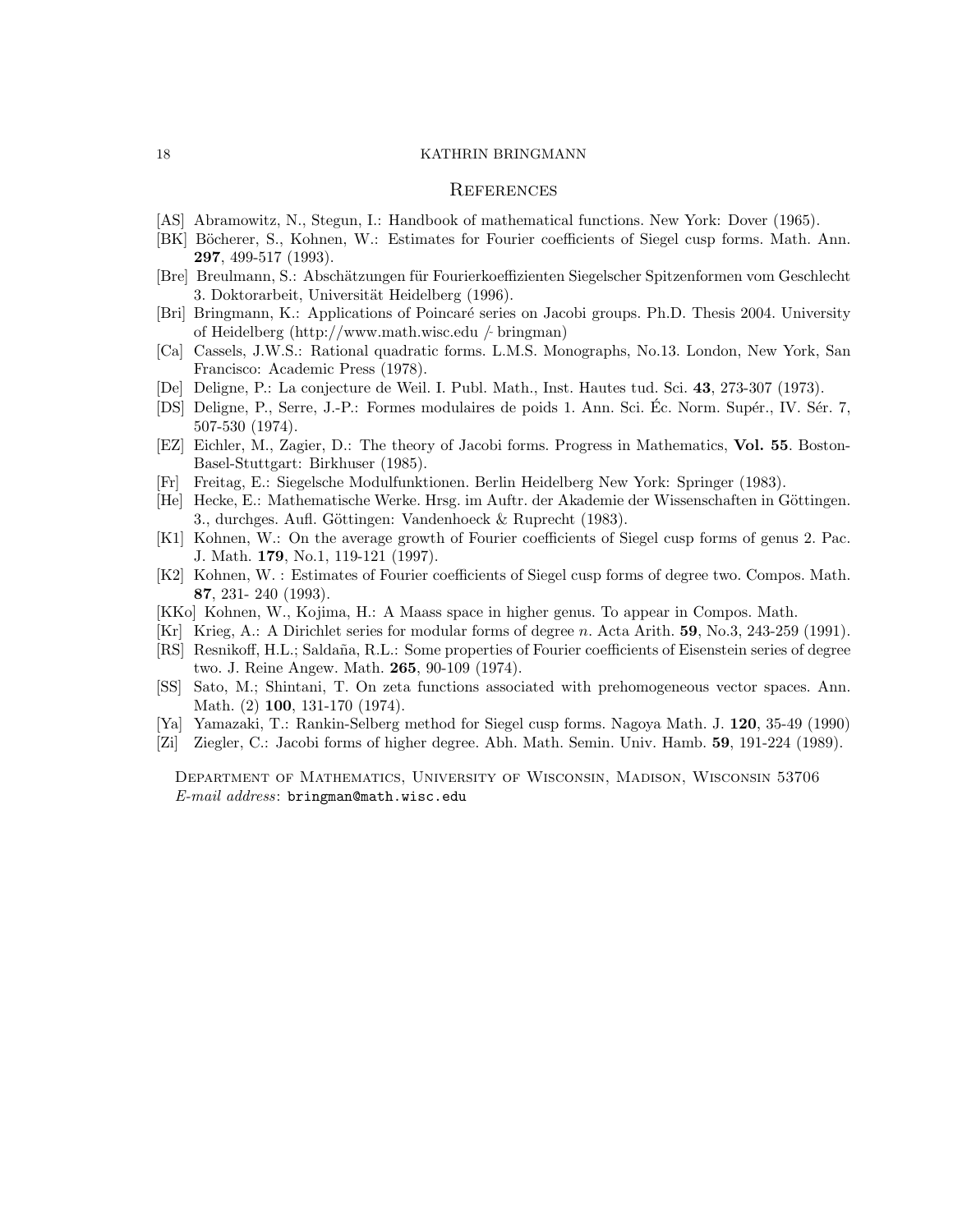## References

[AS] Abramowitz, N., Stegun, I.: Handbook of mathematical functions. New York: Dover (1965).

[BK] Böcherer, S., Kohnen, W.: Estimates for Fourier coefficients of Siegel cusp forms. Math. Ann. **297**, 499-517 (1993).

[Bre] Breulmann, S.: Abschätzungen für Fourierkoeffizienten Siegelscher Spitzenformen vom Geschlecht 3. Doktorarbeit, Universität Heidelberg (1996).

[Bri] Bringmann, K.: Applications of Poincaré series on Jacobi groups. Ph.D. Thesis 2004. University of Heidelberg (http://www.math.wisc.edu /- bringman)

[Ca] Cassels, J.W.S.: Rational quadratic forms. L.M.S. Monographs, No.13. London, New York, San Francisco: Academic Press (1978).

[De] Deligne, P.: La conjecture de Weil. I. Publ. Math., Inst. Hautes tud. Sci. **43**, 273-307 (1973).

[DS] Deligne, P., Serre, J.-P.: Formes modulaires de poids 1. Ann. Sci. Éc. Norm. Supér., IV. Sér. 7, 507-530 (1974).

[EZ] Eichler, M., Zagier, D.: The theory of Jacobi forms. Progress in Mathematics, **Vol. 55**. Boston-Basel-Stuttgart: Birkhuser (1985).

[Fr] Freitag, E.: Siegelsche Modulfunktionen. Berlin Heidelberg New York: Springer (1983).

[He] Hecke, E.: Mathematische Werke. Hrsg. im Auftr. der Akademie der Wissenschaften in Göttingen. 3., durchges. Aufl. Göttingen: Vandenhoeck & Ruprecht (1983).

[K1] Kohnen, W.: On the average growth of Fourier coefficients of Siegel cusp forms of genus 2. Pac. J. Math. **179**, No.1, 119-121 (1997).

[K2] Kohnen, W. : Estimates of Fourier coefficients of Siegel cusp forms of degree two. Compos. Math. **87**, 231- 240 (1993).

[KKo] Kohnen, W., Kojima, H.: A Maass space in higher genus. To appear in Compos. Math.

[Kr] Krieg, A.: A Dirichlet series for modular forms of degree $n$. Acta Arith. **59**, No.3, 243-259 (1991).

[RS] Resnikoff, H.L.; Saldaña, R.L.: Some properties of Fourier coefficients of Eisenstein series of degree two. J. Reine Angew. Math. **265**, 90-109 (1974).

[SS] Sato, M.; Shintani, T. On zeta functions associated with prehomogeneous vector spaces. Ann. Math. (2) **100**, 131-170 (1974).

[Ya] Yamazaki, T.: Rankin-Selberg method for Siegel cusp forms. Nagoya Math. J. **120**, 35-49 (1990)

[Zi] Ziegler, C.: Jacobi forms of higher degree. Abh. Math. Semin. Univ. Hamb. **59**, 191-224 (1989).

Department of Mathematics, University of Wisconsin, Madison, Wisconsin 53706

*E-mail address*: bringman@math.wisc.edu